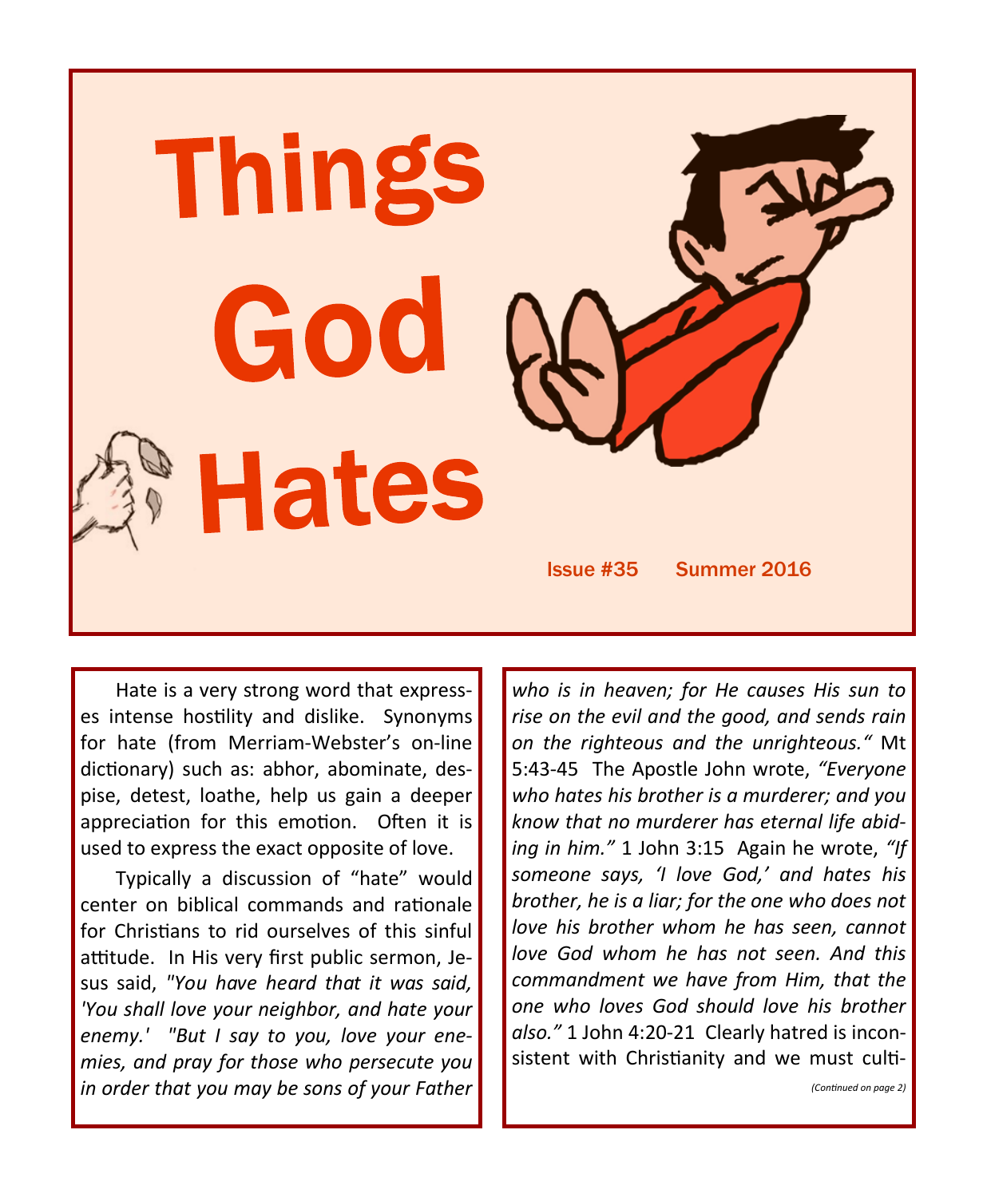# Things God Hates

Issue #35 Summer 2016

Hate is a very strong word that expresses intense hostility and dislike. Synonyms for hate (from Merriam-Webster's on-line dictionary) such as: abhor, abominate, despise, detest, loathe, help us gain a deeper appreciation for this emotion. Often it is used to express the exact opposite of love.

Typically a discussion of "hate" would center on biblical commands and rationale for Christians to rid ourselves of this sinful attitude. In His very first public sermon, Jesus said, *"You have heard that it was said, 'You shall love your neighbor, and hate your enemy.' "But I say to you, love your enemies, and pray for those who persecute you in order that you may be sons of your Father who is in heaven; for He causes His sun to rise on the evil and the good, and sends rain on the righteous and the unrighteous."* Mt 5:43-45 The Apostle John wrote, *"Everyone who hates his brother is a murderer; and you know that no murderer has eternal life abiding in him."* 1 John 3:15 Again he wrote, *"If someone says, 'I love God,' and hates his brother, he is a liar; for the one who does not love his brother whom he has seen, cannot love God whom he has not seen. And this commandment we have from Him, that the one who loves God should love his brother also."* 1 John 4:20-21 Clearly hatred is inconsistent with Christianity and we must culti-

*(Continued on page 2)*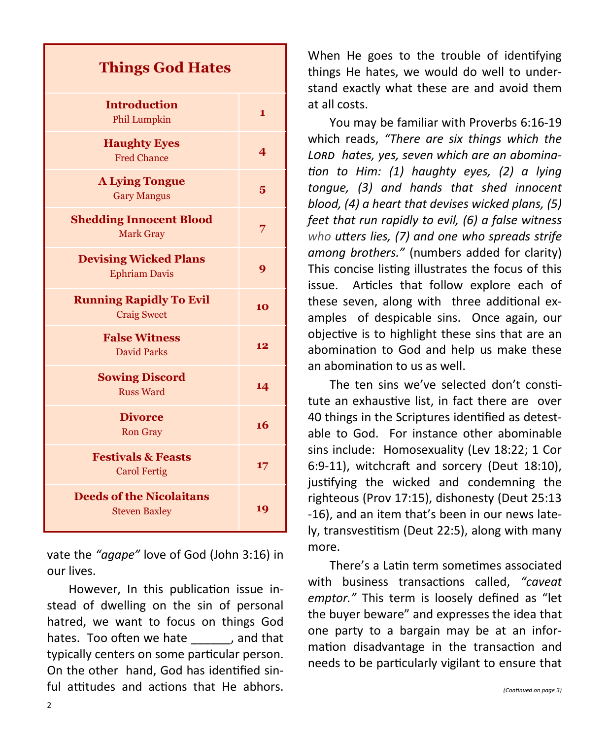## Things God Hates

| Article | Page |
|---|---|
| **Introduction**<br>Phil Lumpkin | 1 |
| **Haughty Eyes**<br>Fred Chance | 4 |
| **A Lying Tongue**<br>Gary Mangus | 5 |
| **Shedding Innocent Blood**<br>Mark Gray | 7 |
| **Devising Wicked Plans**<br>Ephriam Davis | 9 |
| **Running Rapidly To Evil**<br>Craig Sweet | 10 |
| **False Witness**<br>David Parks | 12 |
| **Sowing Discord**<br>Russ Ward | 14 |
| **Divorce**<br>Ron Gray | 16 |
| **Festivals & Feasts**<br>Carol Fertig | 17 |
| **Deeds of the Nicolaitans**<br>Steven Baxley | 19 |

vate the *"agape"* love of God (John 3:16) in our lives.

However, In this publication issue instead of dwelling on the sin of personal hatred, we want to focus on things God hates. Too often we hate ______, and that typically centers on some particular person. On the other hand, God has identified sinful attitudes and actions that He abhors. When He goes to the trouble of identifying things He hates, we would do well to understand exactly what these are and avoid them at all costs.

You may be familiar with Proverbs 6:16-19 which reads, *"There are six things which the LORD hates, yes, seven which are an abomination to Him: (1) haughty eyes, (2) a lying tongue, (3) and hands that shed innocent blood, (4) a heart that devises wicked plans, (5) feet that run rapidly to evil, (6) a false witness who utters lies, (7) and one who spreads strife among brothers."* (numbers added for clarity) This concise listing illustrates the focus of this issue. Articles that follow explore each of these seven, along with three additional examples of despicable sins. Once again, our objective is to highlight these sins that are an abomination to God and help us make these an abomination to us as well.

The ten sins we've selected don't constitute an exhaustive list, in fact there are over 40 things in the Scriptures identified as detestable to God. For instance other abominable sins include: Homosexuality (Lev 18:22; 1 Cor 6:9-11), witchcraft and sorcery (Deut 18:10), justifying the wicked and condemning the righteous (Prov 17:15), dishonesty (Deut 25:13-16), and an item that's been in our news lately, transvestitism (Deut 22:5), along with many more.

There's a Latin term sometimes associated with business transactions called, *"caveat emptor."* This term is loosely defined as "let the buyer beware" and expresses the idea that one party to a bargain may be at an information disadvantage in the transaction and needs to be particularly vigilant to ensure that

*(Continued on page 3)*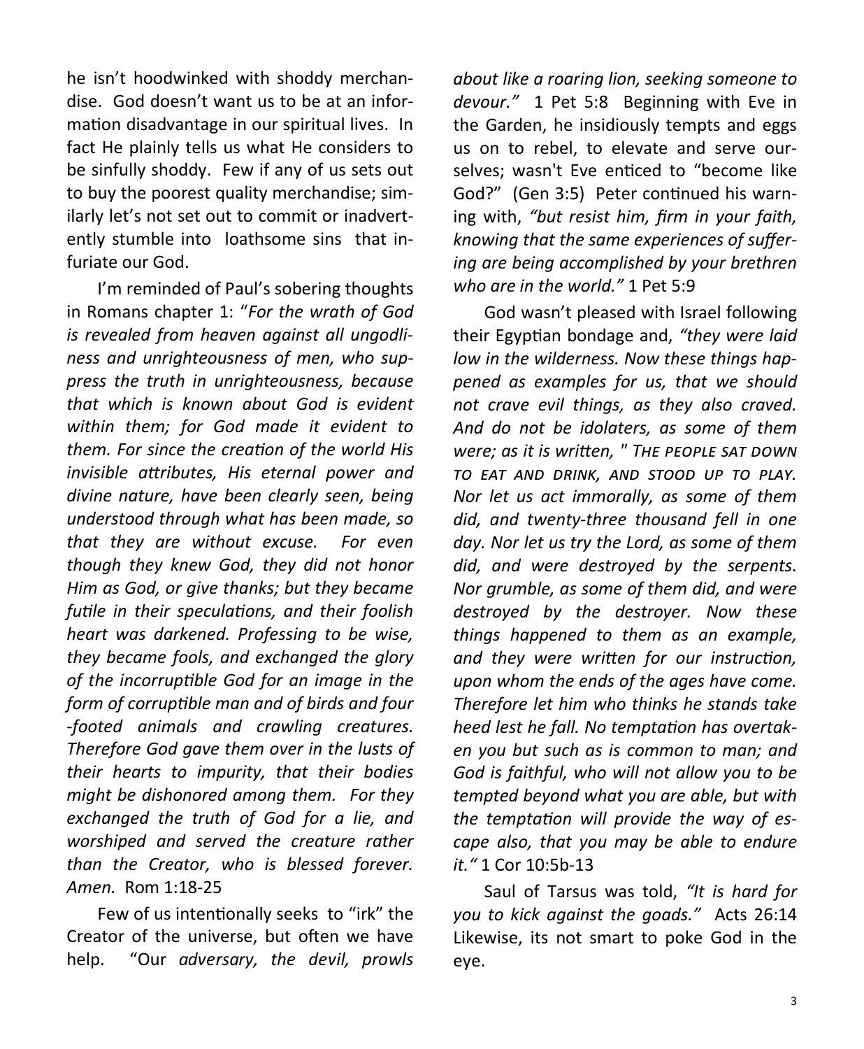he isn't hoodwinked with shoddy merchandise. God doesn't want us to be at an information disadvantage in our spiritual lives. In fact He plainly tells us what He considers to be sinfully shoddy. Few if any of us sets out to buy the poorest quality merchandise; similarly let's not set out to commit or inadvertently stumble into loathsome sins that infuriate our God.

I'm reminded of Paul's sobering thoughts in Romans chapter 1: "*For the wrath of God is revealed from heaven against all ungodliness and unrighteousness of men, who suppress the truth in unrighteousness, because that which is known about God is evident within them; for God made it evident to them. For since the creation of the world His invisible attributes, His eternal power and divine nature, have been clearly seen, being understood through what has been made, so that they are without excuse. For even though they knew God, they did not honor Him as God, or give thanks; but they became futile in their speculations, and their foolish heart was darkened. Professing to be wise, they became fools, and exchanged the glory of the incorruptible God for an image in the form of corruptible man and of birds and four-footed animals and crawling creatures. Therefore God gave them over in the lusts of their hearts to impurity, that their bodies might be dishonored among them. For they exchanged the truth of God for a lie, and worshiped and served the creature rather than the Creator, who is blessed forever. Amen.* Rom 1:18-25

Few of us intentionally seeks to "irk" the Creator of the universe, but often we have help. "Our *adversary, the devil, prowls about like a roaring lion, seeking someone to devour."* 1 Pet 5:8 Beginning with Eve in the Garden, he insidiously tempts and eggs us on to rebel, to elevate and serve ourselves; wasn't Eve enticed to "become like God?" (Gen 3:5) Peter continued his warning with, *"but resist him, firm in your faith, knowing that the same experiences of suffering are being accomplished by your brethren who are in the world."* 1 Pet 5:9

God wasn't pleased with Israel following their Egyptian bondage and, *"they were laid low in the wilderness. Now these things happened as examples for us, that we should not crave evil things, as they also craved. And do not be idolaters, as some of them were; as it is written, " THE PEOPLE SAT DOWN TO EAT AND DRINK, AND STOOD UP TO PLAY. Nor let us act immorally, as some of them did, and twenty-three thousand fell in one day. Nor let us try the Lord, as some of them did, and were destroyed by the serpents. Nor grumble, as some of them did, and were destroyed by the destroyer. Now these things happened to them as an example, and they were written for our instruction, upon whom the ends of the ages have come. Therefore let him who thinks he stands take heed lest he fall. No temptation has overtaken you but such as is common to man; and God is faithful, who will not allow you to be tempted beyond what you are able, but with the temptation will provide the way of escape also, that you may be able to endure it."* 1 Cor 10:5b-13

Saul of Tarsus was told, *"It is hard for you to kick against the goads."* Acts 26:14 Likewise, its not smart to poke God in the eye.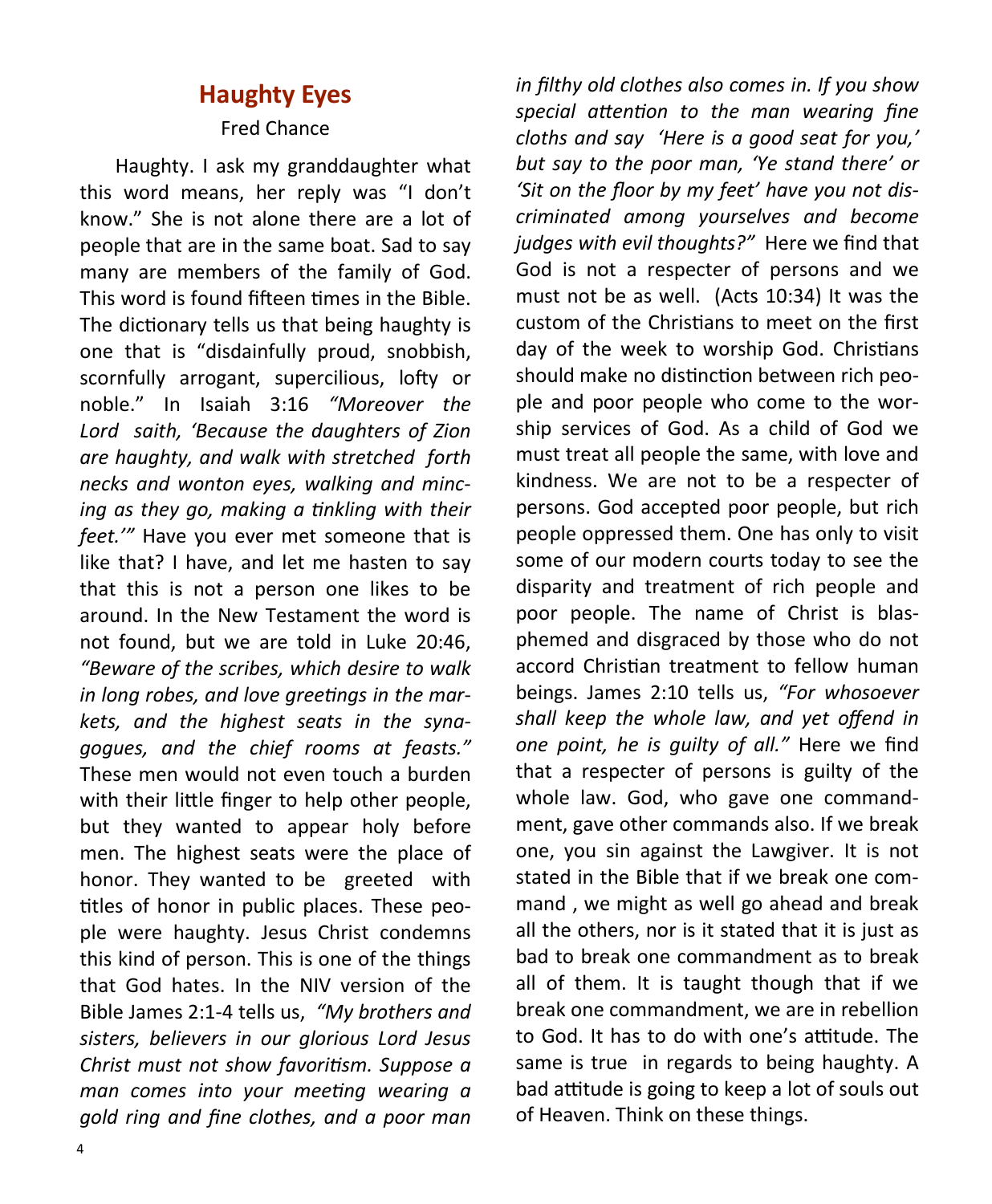## Haughty Eyes

Fred Chance

Haughty. I ask my granddaughter what this word means, her reply was "I don't know." She is not alone there are a lot of people that are in the same boat. Sad to say many are members of the family of God. This word is found fifteen times in the Bible. The dictionary tells us that being haughty is one that is "disdainfully proud, snobbish, scornfully arrogant, supercilious, lofty or noble." In Isaiah 3:16 *"Moreover the Lord saith, 'Because the daughters of Zion are haughty, and walk with stretched forth necks and wonton eyes, walking and mincing as they go, making a tinkling with their feet.'"* Have you ever met someone that is like that? I have, and let me hasten to say that this is not a person one likes to be around. In the New Testament the word is not found, but we are told in Luke 20:46, *"Beware of the scribes, which desire to walk in long robes, and love greetings in the markets, and the highest seats in the synagogues, and the chief rooms at feasts."* These men would not even touch a burden with their little finger to help other people, but they wanted to appear holy before men. The highest seats were the place of honor. They wanted to be greeted with titles of honor in public places. These people were haughty. Jesus Christ condemns this kind of person. This is one of the things that God hates. In the NIV version of the Bible James 2:1-4 tells us, *"My brothers and sisters, believers in our glorious Lord Jesus Christ must not show favoritism. Suppose a man comes into your meeting wearing a gold ring and fine clothes, and a poor man in filthy old clothes also comes in. If you show special attention to the man wearing fine cloths and say 'Here is a good seat for you,' but say to the poor man, 'Ye stand there' or 'Sit on the floor by my feet' have you not discriminated among yourselves and become judges with evil thoughts?"* Here we find that God is not a respecter of persons and we must not be as well. (Acts 10:34) It was the custom of the Christians to meet on the first day of the week to worship God. Christians should make no distinction between rich people and poor people who come to the worship services of God. As a child of God we must treat all people the same, with love and kindness. We are not to be a respecter of persons. God accepted poor people, but rich people oppressed them. One has only to visit some of our modern courts today to see the disparity and treatment of rich people and poor people. The name of Christ is blasphemed and disgraced by those who do not accord Christian treatment to fellow human beings. James 2:10 tells us, *"For whosoever shall keep the whole law, and yet offend in one point, he is guilty of all."* Here we find that a respecter of persons is guilty of the whole law. God, who gave one commandment, gave other commands also. If we break one, you sin against the Lawgiver. It is not stated in the Bible that if we break one command , we might as well go ahead and break all the others, nor is it stated that it is just as bad to break one commandment as to break all of them. It is taught though that if we break one commandment, we are in rebellion to God. It has to do with one's attitude. The same is true in regards to being haughty. A bad attitude is going to keep a lot of souls out of Heaven. Think on these things.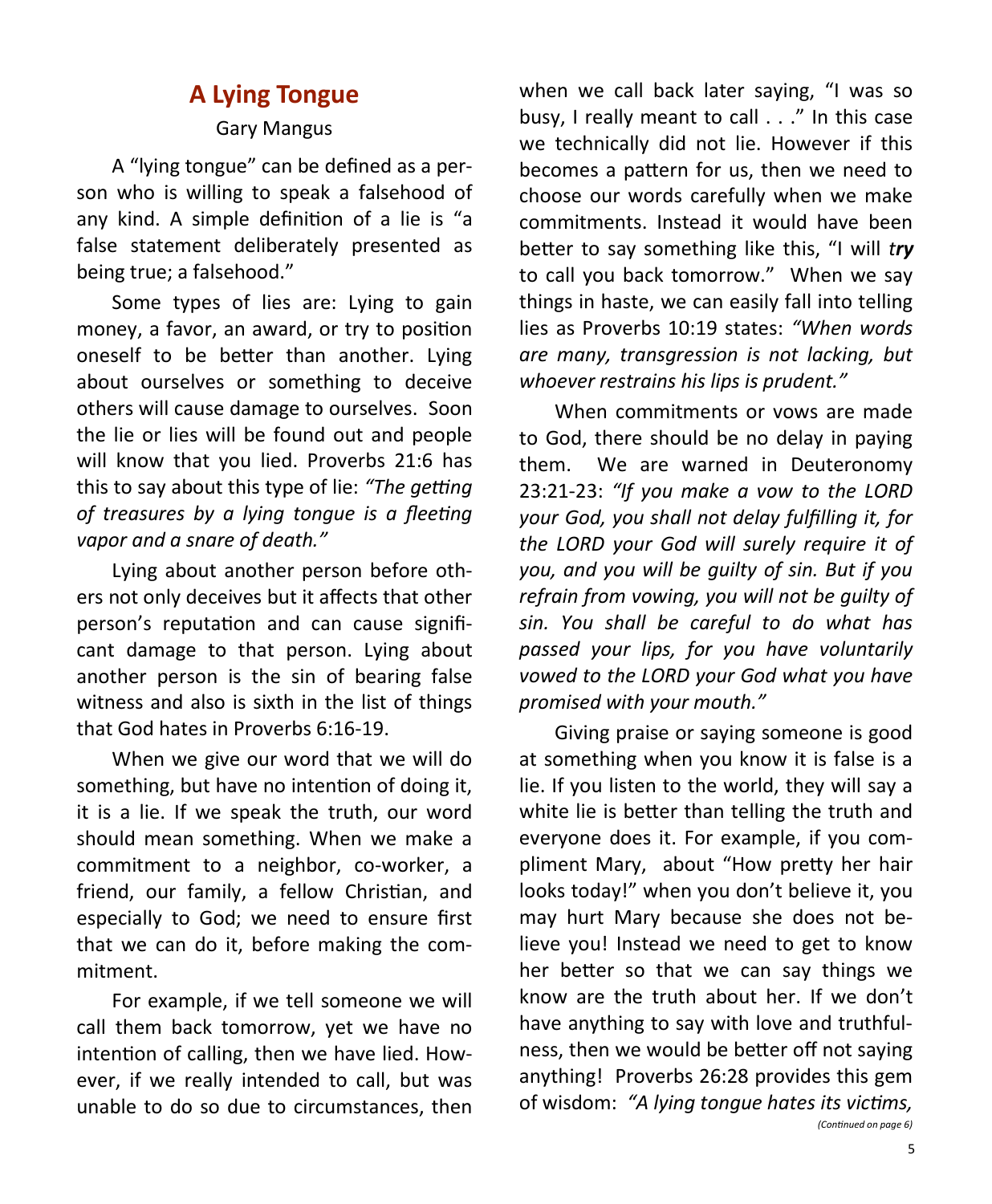## A Lying Tongue

Gary Mangus

A "lying tongue" can be defined as a person who is willing to speak a falsehood of any kind. A simple definition of a lie is "a false statement deliberately presented as being true; a falsehood."

Some types of lies are: Lying to gain money, a favor, an award, or try to position oneself to be better than another. Lying about ourselves or something to deceive others will cause damage to ourselves. Soon the lie or lies will be found out and people will know that you lied. Proverbs 21:6 has this to say about this type of lie: *"The getting of treasures by a lying tongue is a fleeting vapor and a snare of death."*

Lying about another person before others not only deceives but it affects that other person's reputation and can cause significant damage to that person. Lying about another person is the sin of bearing false witness and also is sixth in the list of things that God hates in Proverbs 6:16-19.

When we give our word that we will do something, but have no intention of doing it, it is a lie. If we speak the truth, our word should mean something. When we make a commitment to a neighbor, co-worker, a friend, our family, a fellow Christian, and especially to God; we need to ensure first that we can do it, before making the commitment.

For example, if we tell someone we will call them back tomorrow, yet we have no intention of calling, then we have lied. However, if we really intended to call, but was unable to do so due to circumstances, then when we call back later saying, "I was so busy, I really meant to call . . ." In this case we technically did not lie. However if this becomes a pattern for us, then we need to choose our words carefully when we make commitments. Instead it would have been better to say something like this, "I will ***try*** to call you back tomorrow." When we say things in haste, we can easily fall into telling lies as Proverbs 10:19 states: *"When words are many, transgression is not lacking, but whoever restrains his lips is prudent."*

When commitments or vows are made to God, there should be no delay in paying them. We are warned in Deuteronomy 23:21-23: *"If you make a vow to the LORD your God, you shall not delay fulfilling it, for the LORD your God will surely require it of you, and you will be guilty of sin. But if you refrain from vowing, you will not be guilty of sin. You shall be careful to do what has passed your lips, for you have voluntarily vowed to the LORD your God what you have promised with your mouth."*

Giving praise or saying someone is good at something when you know it is false is a lie. If you listen to the world, they will say a white lie is better than telling the truth and everyone does it. For example, if you compliment Mary, about "How pretty her hair looks today!" when you don't believe it, you may hurt Mary because she does not believe you! Instead we need to get to know her better so that we can say things we know are the truth about her. If we don't have anything to say with love and truthfulness, then we would be better off not saying anything! Proverbs 26:28 provides this gem of wisdom: *"A lying tongue hates its victims,*

*(Continued on page 6)*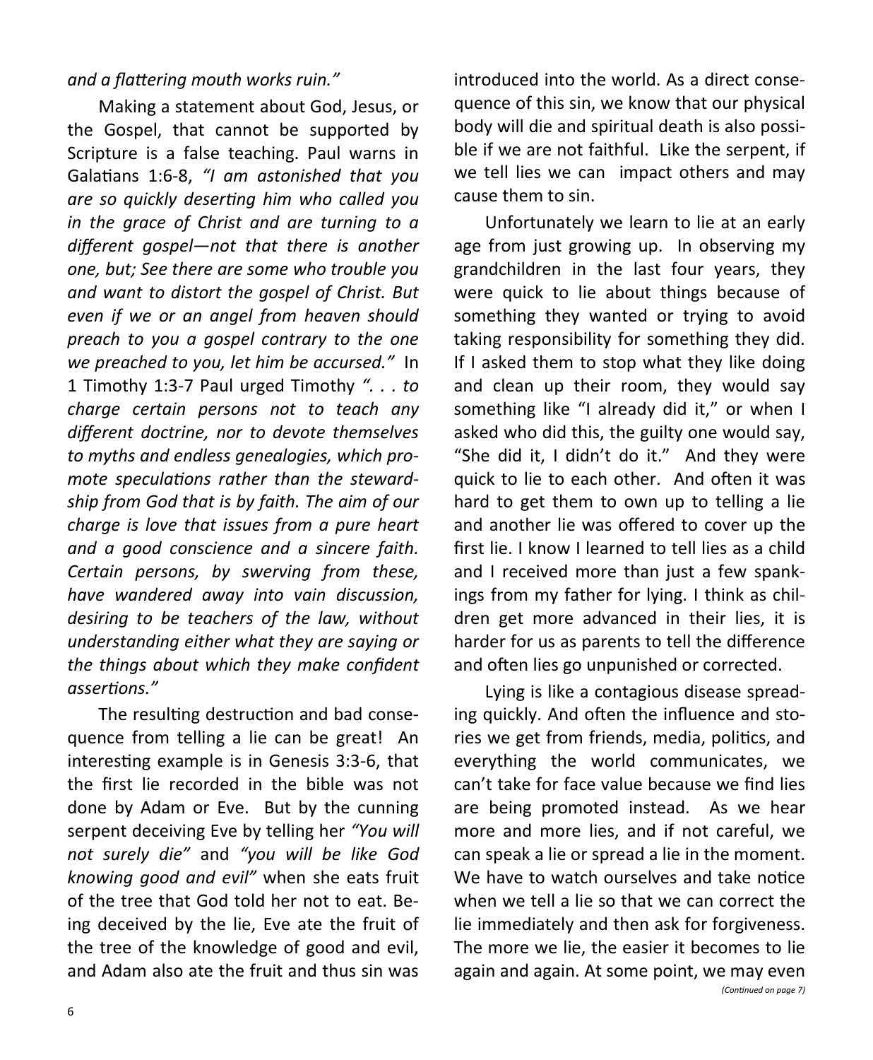*and a flattering mouth works ruin."*

Making a statement about God, Jesus, or the Gospel, that cannot be supported by Scripture is a false teaching. Paul warns in Galatians 1:6-8, *"I am astonished that you are so quickly deserting him who called you in the grace of Christ and are turning to a different gospel—not that there is another one, but; See there are some who trouble you and want to distort the gospel of Christ. But even if we or an angel from heaven should preach to you a gospel contrary to the one we preached to you, let him be accursed."* In 1 Timothy 1:3-7 Paul urged Timothy *". . . to charge certain persons not to teach any different doctrine, nor to devote themselves to myths and endless genealogies, which promote speculations rather than the stewardship from God that is by faith. The aim of our charge is love that issues from a pure heart and a good conscience and a sincere faith. Certain persons, by swerving from these, have wandered away into vain discussion, desiring to be teachers of the law, without understanding either what they are saying or the things about which they make confident assertions."*

The resulting destruction and bad consequence from telling a lie can be great! An interesting example is in Genesis 3:3-6, that the first lie recorded in the bible was not done by Adam or Eve. But by the cunning serpent deceiving Eve by telling her *"You will not surely die"* and *"you will be like God knowing good and evil"* when she eats fruit of the tree that God told her not to eat. Being deceived by the lie, Eve ate the fruit of the tree of the knowledge of good and evil, and Adam also ate the fruit and thus sin was introduced into the world. As a direct consequence of this sin, we know that our physical body will die and spiritual death is also possible if we are not faithful. Like the serpent, if we tell lies we can impact others and may cause them to sin.

Unfortunately we learn to lie at an early age from just growing up. In observing my grandchildren in the last four years, they were quick to lie about things because of something they wanted or trying to avoid taking responsibility for something they did. If I asked them to stop what they like doing and clean up their room, they would say something like "I already did it," or when I asked who did this, the guilty one would say, "She did it, I didn't do it." And they were quick to lie to each other. And often it was hard to get them to own up to telling a lie and another lie was offered to cover up the first lie. I know I learned to tell lies as a child and I received more than just a few spankings from my father for lying. I think as children get more advanced in their lies, it is harder for us as parents to tell the difference and often lies go unpunished or corrected.

Lying is like a contagious disease spreading quickly. And often the influence and stories we get from friends, media, politics, and everything the world communicates, we can't take for face value because we find lies are being promoted instead. As we hear more and more lies, and if not careful, we can speak a lie or spread a lie in the moment. We have to watch ourselves and take notice when we tell a lie so that we can correct the lie immediately and then ask for forgiveness. The more we lie, the easier it becomes to lie again and again. At some point, we may even

*(Continued on page 7)*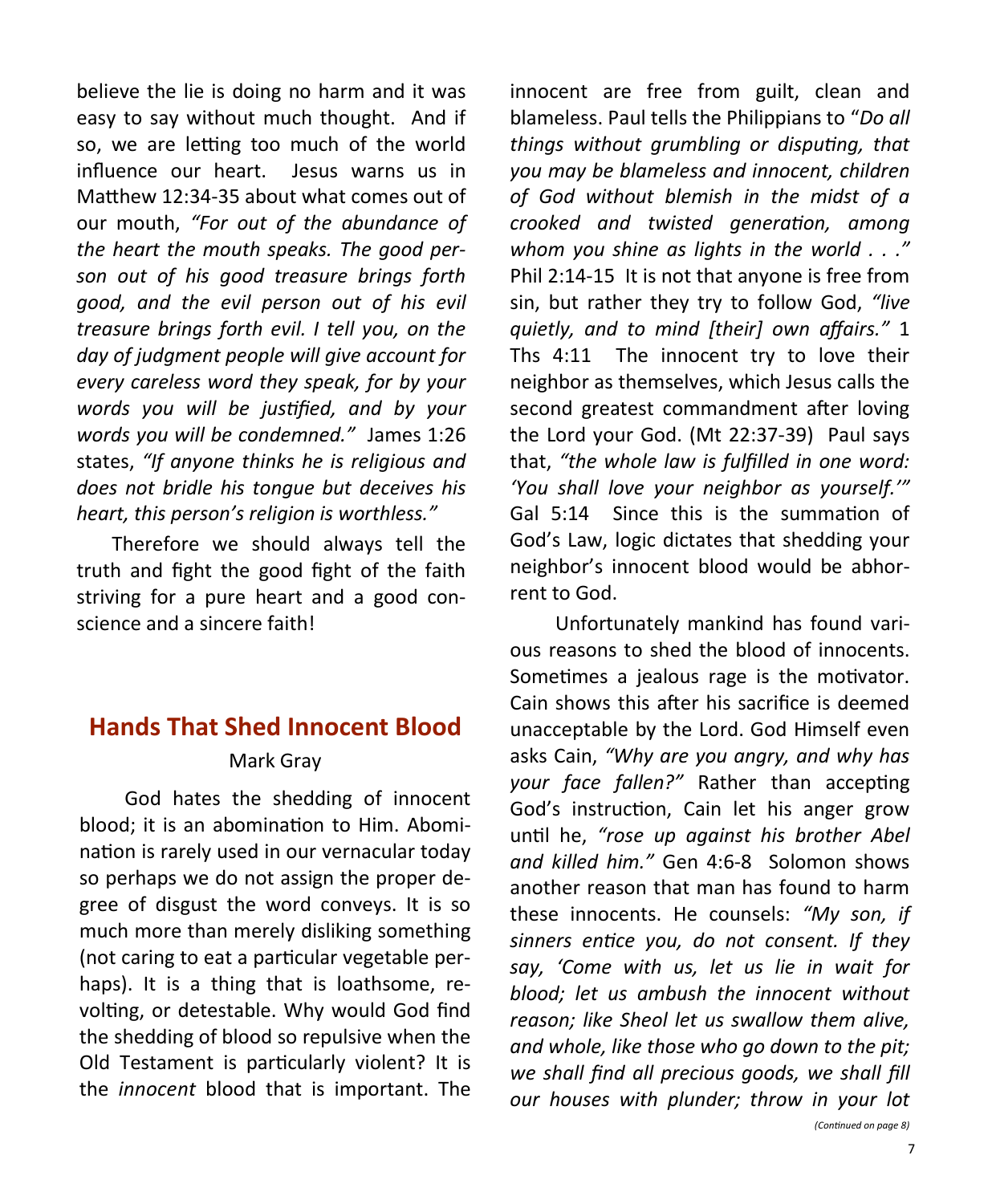believe the lie is doing no harm and it was easy to say without much thought. And if so, we are letting too much of the world influence our heart. Jesus warns us in Matthew 12:34-35 about what comes out of our mouth, *"For out of the abundance of the heart the mouth speaks. The good person out of his good treasure brings forth good, and the evil person out of his evil treasure brings forth evil. I tell you, on the day of judgment people will give account for every careless word they speak, for by your words you will be justified, and by your words you will be condemned."* James 1:26 states, *"If anyone thinks he is religious and does not bridle his tongue but deceives his heart, this person's religion is worthless."*

Therefore we should always tell the truth and fight the good fight of the faith striving for a pure heart and a good conscience and a sincere faith!

## Hands That Shed Innocent Blood

Mark Gray

God hates the shedding of innocent blood; it is an abomination to Him. Abomination is rarely used in our vernacular today so perhaps we do not assign the proper degree of disgust the word conveys. It is so much more than merely disliking something (not caring to eat a particular vegetable perhaps). It is a thing that is loathsome, revolting, or detestable. Why would God find the shedding of blood so repulsive when the Old Testament is particularly violent? It is the *innocent* blood that is important. The innocent are free from guilt, clean and blameless. Paul tells the Philippians to "*Do all things without grumbling or disputing, that you may be blameless and innocent, children of God without blemish in the midst of a crooked and twisted generation, among whom you shine as lights in the world . . ."* Phil 2:14-15 It is not that anyone is free from sin, but rather they try to follow God, *"live quietly, and to mind [their] own affairs."* 1 Ths 4:11 The innocent try to love their neighbor as themselves, which Jesus calls the second greatest commandment after loving the Lord your God. (Mt 22:37-39) Paul says that, *"the whole law is fulfilled in one word: 'You shall love your neighbor as yourself.'"* Gal 5:14 Since this is the summation of God's Law, logic dictates that shedding your neighbor's innocent blood would be abhorrent to God.

Unfortunately mankind has found various reasons to shed the blood of innocents. Sometimes a jealous rage is the motivator. Cain shows this after his sacrifice is deemed unacceptable by the Lord. God Himself even asks Cain, *"Why are you angry, and why has your face fallen?"* Rather than accepting God's instruction, Cain let his anger grow until he, *"rose up against his brother Abel and killed him."* Gen 4:6-8 Solomon shows another reason that man has found to harm these innocents. He counsels: *"My son, if sinners entice you, do not consent. If they say, 'Come with us, let us lie in wait for blood; let us ambush the innocent without reason; like Sheol let us swallow them alive, and whole, like those who go down to the pit; we shall find all precious goods, we shall fill our houses with plunder; throw in your lot*

*(Continued on page 8)*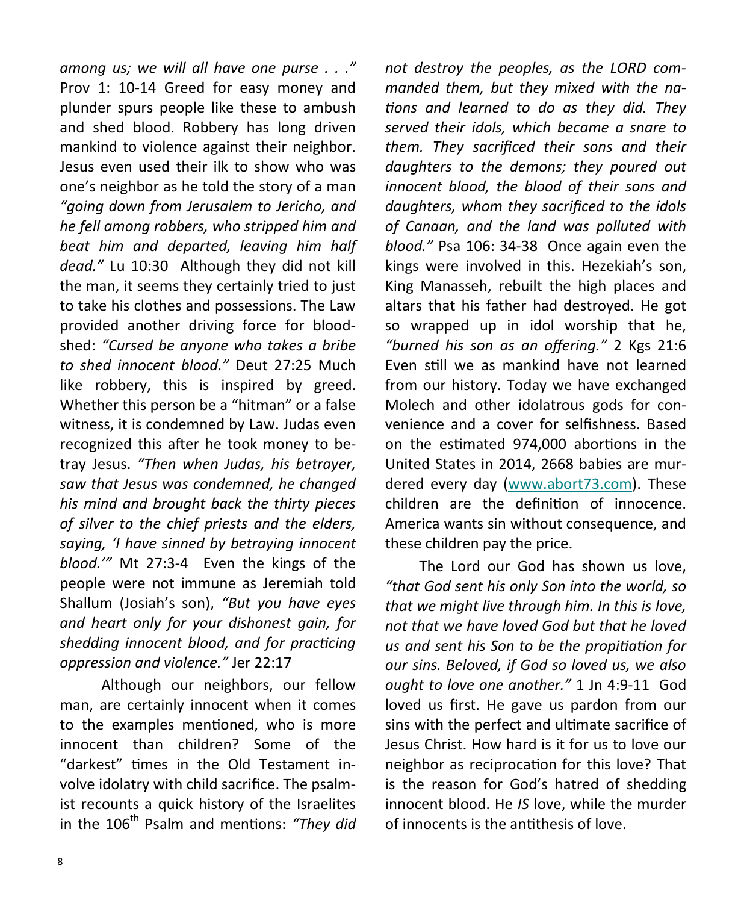*among us; we will all have one purse . . ."* Prov 1: 10-14 Greed for easy money and plunder spurs people like these to ambush and shed blood. Robbery has long driven mankind to violence against their neighbor. Jesus even used their ilk to show who was one's neighbor as he told the story of a man *"going down from Jerusalem to Jericho, and he fell among robbers, who stripped him and beat him and departed, leaving him half dead."* Lu 10:30 Although they did not kill the man, it seems they certainly tried to just to take his clothes and possessions. The Law provided another driving force for bloodshed: *"Cursed be anyone who takes a bribe to shed innocent blood."* Deut 27:25 Much like robbery, this is inspired by greed. Whether this person be a "hitman" or a false witness, it is condemned by Law. Judas even recognized this after he took money to betray Jesus. *"Then when Judas, his betrayer, saw that Jesus was condemned, he changed his mind and brought back the thirty pieces of silver to the chief priests and the elders, saying, 'I have sinned by betraying innocent blood.'"* Mt 27:3-4 Even the kings of the people were not immune as Jeremiah told Shallum (Josiah's son), *"But you have eyes and heart only for your dishonest gain, for shedding innocent blood, and for practicing oppression and violence."* Jer 22:17

Although our neighbors, our fellow man, are certainly innocent when it comes to the examples mentioned, who is more innocent than children? Some of the "darkest" times in the Old Testament involve idolatry with child sacrifice. The psalmist recounts a quick history of the Israelites in the 106th Psalm and mentions: *"They did not destroy the peoples, as the LORD commanded them, but they mixed with the nations and learned to do as they did. They served their idols, which became a snare to them. They sacrificed their sons and their daughters to the demons; they poured out innocent blood, the blood of their sons and daughters, whom they sacrificed to the idols of Canaan, and the land was polluted with blood."* Psa 106: 34-38 Once again even the kings were involved in this. Hezekiah's son, King Manasseh, rebuilt the high places and altars that his father had destroyed. He got so wrapped up in idol worship that he, *"burned his son as an offering."* 2 Kgs 21:6 Even still we as mankind have not learned from our history. Today we have exchanged Molech and other idolatrous gods for convenience and a cover for selfishness. Based on the estimated 974,000 abortions in the United States in 2014, 2668 babies are murdered every day (www.abort73.com). These children are the definition of innocence. America wants sin without consequence, and these children pay the price.

The Lord our God has shown us love, *"that God sent his only Son into the world, so that we might live through him. In this is love, not that we have loved God but that he loved us and sent his Son to be the propitiation for our sins. Beloved, if God so loved us, we also ought to love one another."* 1 Jn 4:9-11 God loved us first. He gave us pardon from our sins with the perfect and ultimate sacrifice of Jesus Christ. How hard is it for us to love our neighbor as reciprocation for this love? That is the reason for God's hatred of shedding innocent blood. He *IS* love, while the murder of innocents is the antithesis of love.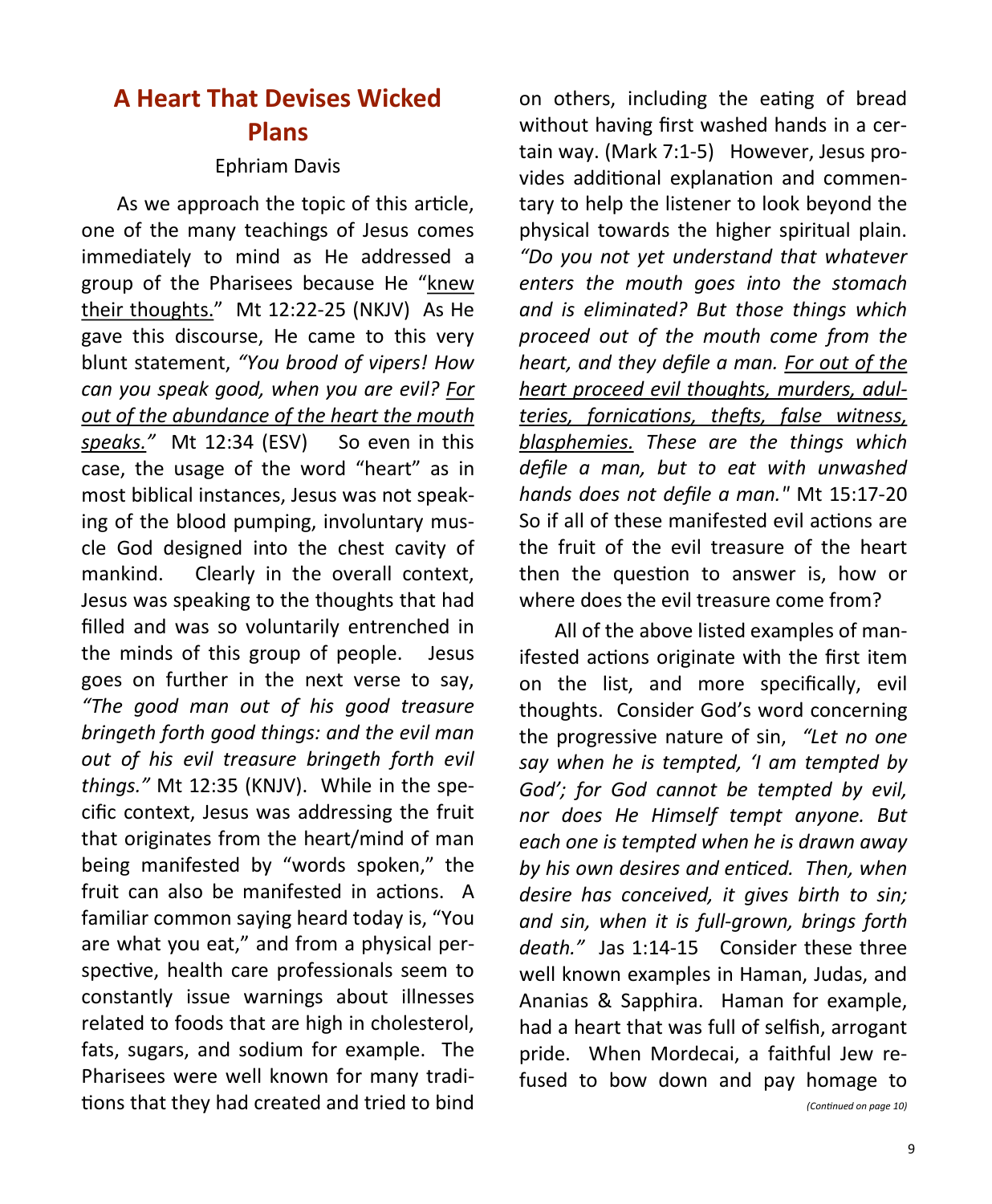# A Heart That Devises Wicked Plans

Ephriam Davis

As we approach the topic of this article, one of the many teachings of Jesus comes immediately to mind as He addressed a group of the Pharisees because He "<u>knew their thoughts.</u>" Mt 12:22-25 (NKJV) As He gave this discourse, He came to this very blunt statement, *"You brood of vipers! How can you speak good, when you are evil? <u>For out of the abundance of the heart the mouth speaks.</u>"* Mt 12:34 (ESV) So even in this case, the usage of the word "heart" as in most biblical instances, Jesus was not speaking of the blood pumping, involuntary muscle God designed into the chest cavity of mankind. Clearly in the overall context, Jesus was speaking to the thoughts that had filled and was so voluntarily entrenched in the minds of this group of people. Jesus goes on further in the next verse to say, *"The good man out of his good treasure bringeth forth good things: and the evil man out of his evil treasure bringeth forth evil things."* Mt 12:35 (KNJV). While in the specific context, Jesus was addressing the fruit that originates from the heart/mind of man being manifested by "words spoken," the fruit can also be manifested in actions. A familiar common saying heard today is, "You are what you eat," and from a physical perspective, health care professionals seem to constantly issue warnings about illnesses related to foods that are high in cholesterol, fats, sugars, and sodium for example. The Pharisees were well known for many traditions that they had created and tried to bind on others, including the eating of bread without having first washed hands in a certain way. (Mark 7:1-5) However, Jesus provides additional explanation and commentary to help the listener to look beyond the physical towards the higher spiritual plain. *"Do you not yet understand that whatever enters the mouth goes into the stomach and is eliminated? But those things which proceed out of the mouth come from the heart, and they defile a man. <u>For out of the heart proceed evil thoughts, murders, adulteries, fornications, thefts, false witness, blasphemies.</u> These are the things which defile a man, but to eat with unwashed hands does not defile a man."* Mt 15:17-20 So if all of these manifested evil actions are the fruit of the evil treasure of the heart then the question to answer is, how or where does the evil treasure come from?

All of the above listed examples of manifested actions originate with the first item on the list, and more specifically, evil thoughts. Consider God's word concerning the progressive nature of sin, *"Let no one say when he is tempted, 'I am tempted by God'; for God cannot be tempted by evil, nor does He Himself tempt anyone. But each one is tempted when he is drawn away by his own desires and enticed. Then, when desire has conceived, it gives birth to sin; and sin, when it is full-grown, brings forth death."* Jas 1:14-15 Consider these three well known examples in Haman, Judas, and Ananias & Sapphira. Haman for example, had a heart that was full of selfish, arrogant pride. When Mordecai, a faithful Jew refused to bow down and pay homage to

*(Continued on page 10)*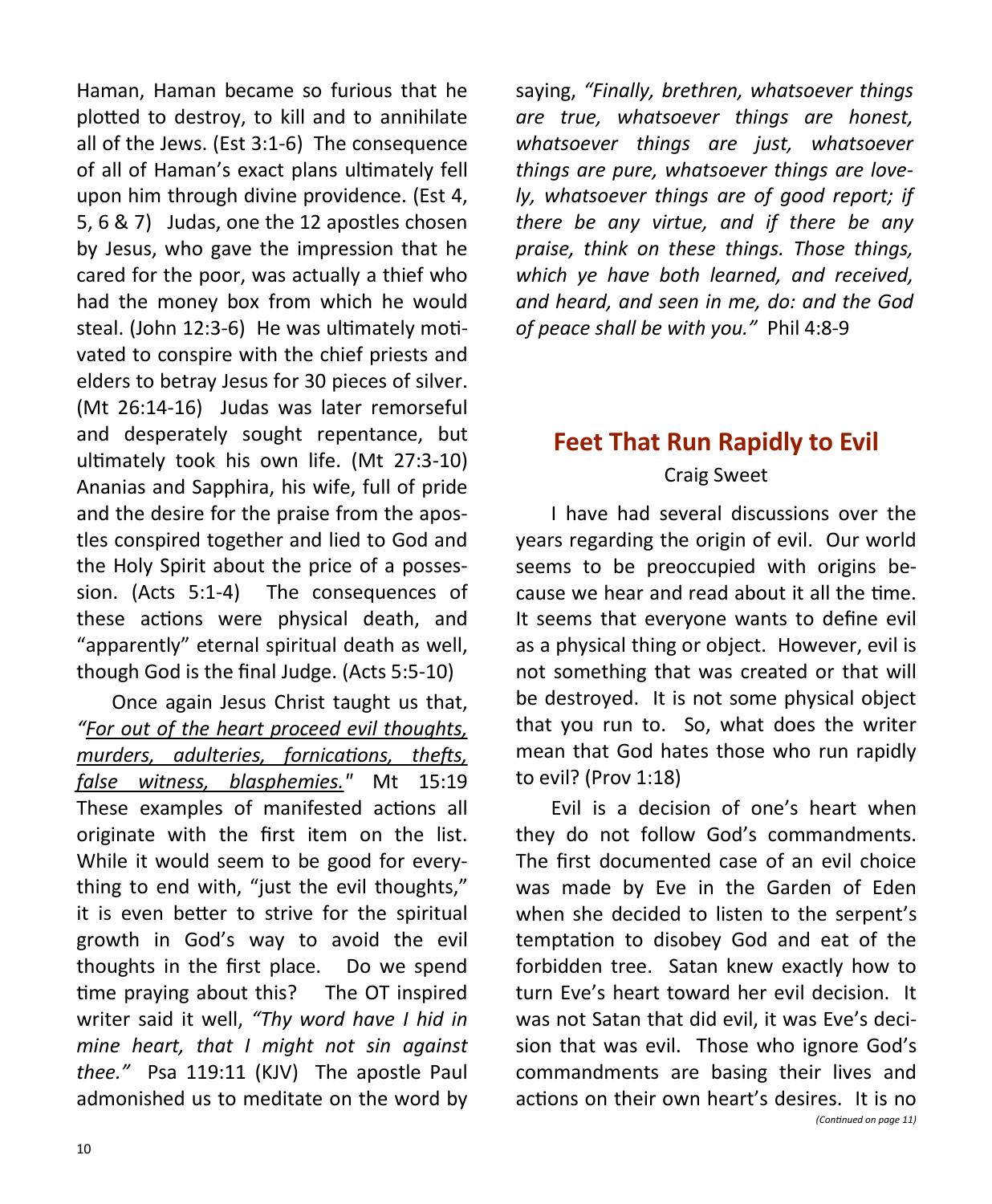Haman, Haman became so furious that he plotted to destroy, to kill and to annihilate all of the Jews. (Est 3:1-6) The consequence of all of Haman's exact plans ultimately fell upon him through divine providence. (Est 4, 5, 6 & 7) Judas, one the 12 apostles chosen by Jesus, who gave the impression that he cared for the poor, was actually a thief who had the money box from which he would steal. (John 12:3-6) He was ultimately motivated to conspire with the chief priests and elders to betray Jesus for 30 pieces of silver. (Mt 26:14-16) Judas was later remorseful and desperately sought repentance, but ultimately took his own life. (Mt 27:3-10) Ananias and Sapphira, his wife, full of pride and the desire for the praise from the apostles conspired together and lied to God and the Holy Spirit about the price of a possession. (Acts 5:1-4) The consequences of these actions were physical death, and "apparently" eternal spiritual death as well, though God is the final Judge. (Acts 5:5-10)

Once again Jesus Christ taught us that, *"For out of the heart proceed evil thoughts, murders, adulteries, fornications, thefts, false witness, blasphemies."* Mt 15:19 These examples of manifested actions all originate with the first item on the list. While it would seem to be good for everything to end with, "just the evil thoughts," it is even better to strive for the spiritual growth in God's way to avoid the evil thoughts in the first place. Do we spend time praying about this? The OT inspired writer said it well, *"Thy word have I hid in mine heart, that I might not sin against thee."* Psa 119:11 (KJV) The apostle Paul admonished us to meditate on the word by saying, *"Finally, brethren, whatsoever things are true, whatsoever things are honest, whatsoever things are just, whatsoever things are pure, whatsoever things are lovely, whatsoever things are of good report; if there be any virtue, and if there be any praise, think on these things. Those things, which ye have both learned, and received, and heard, and seen in me, do: and the God of peace shall be with you."* Phil 4:8-9

## Feet That Run Rapidly to Evil

Craig Sweet

I have had several discussions over the years regarding the origin of evil. Our world seems to be preoccupied with origins because we hear and read about it all the time. It seems that everyone wants to define evil as a physical thing or object. However, evil is not something that was created or that will be destroyed. It is not some physical object that you run to. So, what does the writer mean that God hates those who run rapidly to evil? (Prov 1:18)

Evil is a decision of one's heart when they do not follow God's commandments. The first documented case of an evil choice was made by Eve in the Garden of Eden when she decided to listen to the serpent's temptation to disobey God and eat of the forbidden tree. Satan knew exactly how to turn Eve's heart toward her evil decision. It was not Satan that did evil, it was Eve's decision that was evil. Those who ignore God's commandments are basing their lives and actions on their own heart's desires. It is no

*(Continued on page 11)*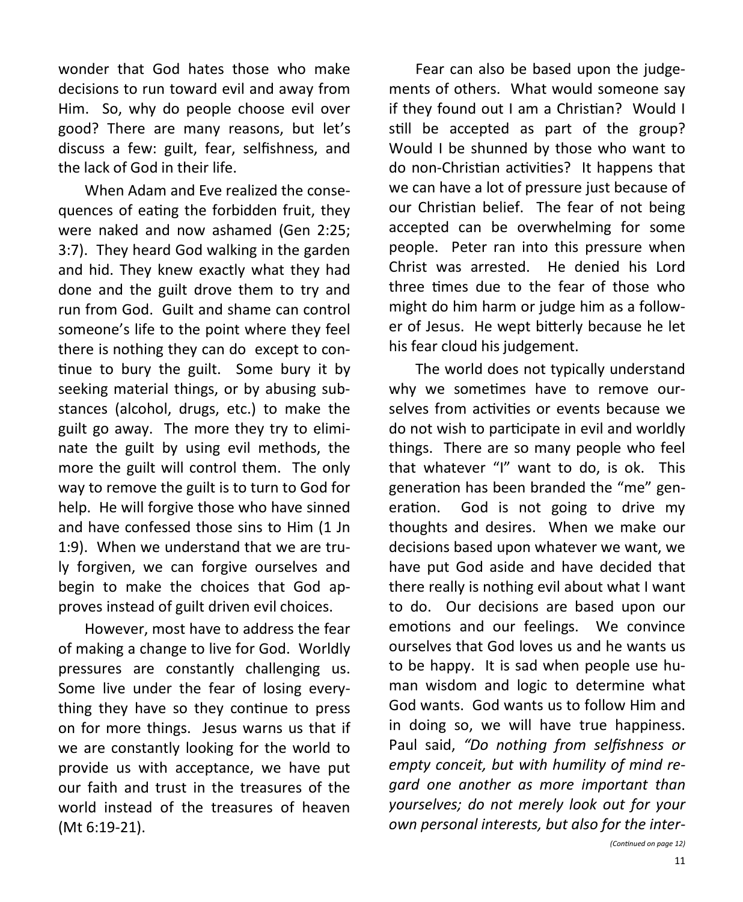wonder that God hates those who make decisions to run toward evil and away from Him. So, why do people choose evil over good? There are many reasons, but let's discuss a few: guilt, fear, selfishness, and the lack of God in their life.

When Adam and Eve realized the consequences of eating the forbidden fruit, they were naked and now ashamed (Gen 2:25; 3:7). They heard God walking in the garden and hid. They knew exactly what they had done and the guilt drove them to try and run from God. Guilt and shame can control someone's life to the point where they feel there is nothing they can do except to continue to bury the guilt. Some bury it by seeking material things, or by abusing substances (alcohol, drugs, etc.) to make the guilt go away. The more they try to eliminate the guilt by using evil methods, the more the guilt will control them. The only way to remove the guilt is to turn to God for help. He will forgive those who have sinned and have confessed those sins to Him (1 Jn 1:9). When we understand that we are truly forgiven, we can forgive ourselves and begin to make the choices that God approves instead of guilt driven evil choices.

However, most have to address the fear of making a change to live for God. Worldly pressures are constantly challenging us. Some live under the fear of losing everything they have so they continue to press on for more things. Jesus warns us that if we are constantly looking for the world to provide us with acceptance, we have put our faith and trust in the treasures of the world instead of the treasures of heaven (Mt 6:19-21).

Fear can also be based upon the judgements of others. What would someone say if they found out I am a Christian? Would I still be accepted as part of the group? Would I be shunned by those who want to do non-Christian activities? It happens that we can have a lot of pressure just because of our Christian belief. The fear of not being accepted can be overwhelming for some people. Peter ran into this pressure when Christ was arrested. He denied his Lord three times due to the fear of those who might do him harm or judge him as a follower of Jesus. He wept bitterly because he let his fear cloud his judgement.

The world does not typically understand why we sometimes have to remove ourselves from activities or events because we do not wish to participate in evil and worldly things. There are so many people who feel that whatever "I" want to do, is ok. This generation has been branded the "me" generation. God is not going to drive my thoughts and desires. When we make our decisions based upon whatever we want, we have put God aside and have decided that there really is nothing evil about what I want to do. Our decisions are based upon our emotions and our feelings. We convince ourselves that God loves us and he wants us to be happy. It is sad when people use human wisdom and logic to determine what God wants. God wants us to follow Him and in doing so, we will have true happiness. Paul said, *"Do nothing from selfishness or empty conceit, but with humility of mind regard one another as more important than yourselves; do not merely look out for your own personal interests, but also for the inter-*

*(Continued on page 12)*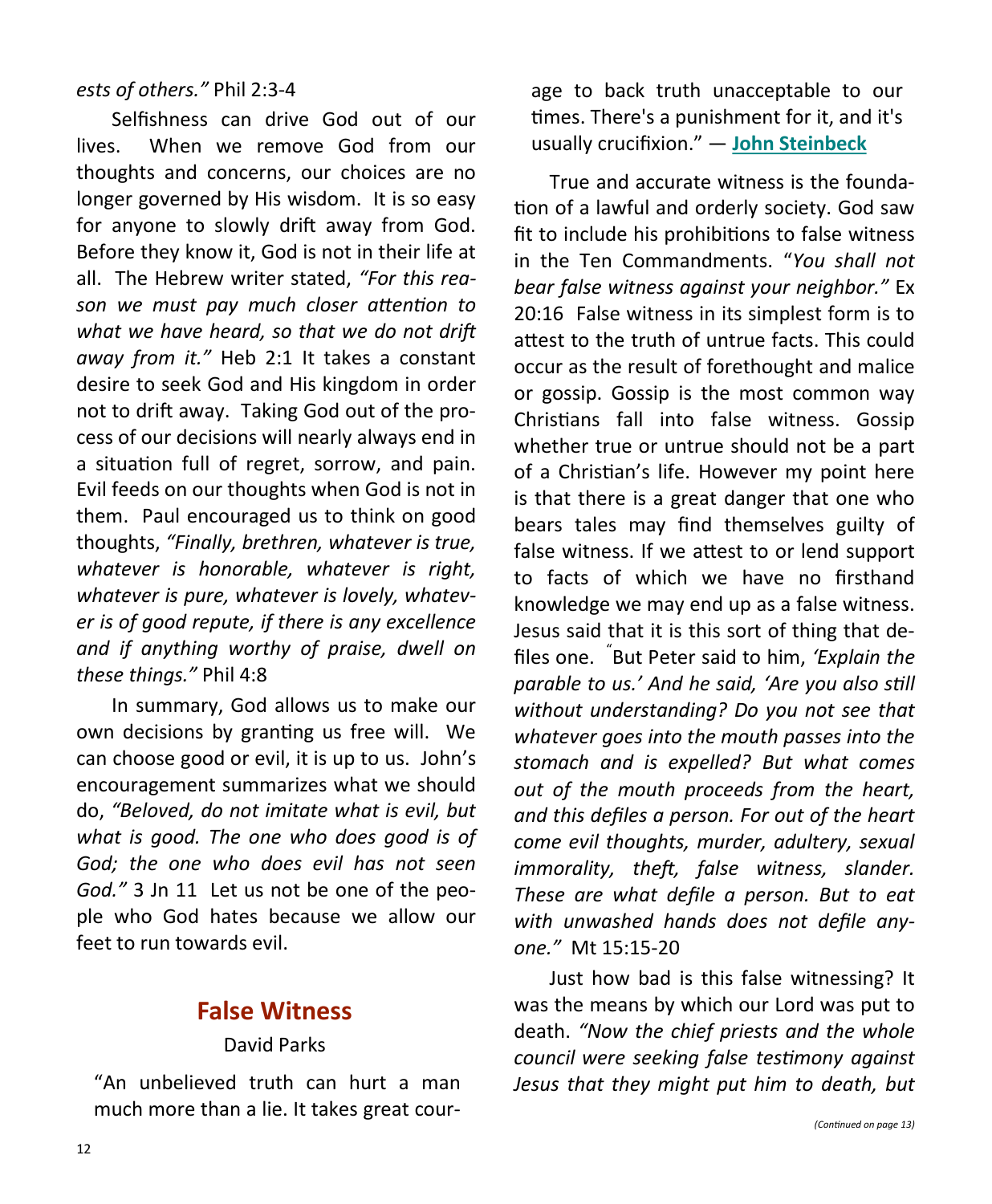*ests of others."* Phil 2:3-4

Selfishness can drive God out of our lives. When we remove God from our thoughts and concerns, our choices are no longer governed by His wisdom. It is so easy for anyone to slowly drift away from God. Before they know it, God is not in their life at all. The Hebrew writer stated, *"For this reason we must pay much closer attention to what we have heard, so that we do not drift away from it."* Heb 2:1 It takes a constant desire to seek God and His kingdom in order not to drift away. Taking God out of the process of our decisions will nearly always end in a situation full of regret, sorrow, and pain. Evil feeds on our thoughts when God is not in them. Paul encouraged us to think on good thoughts, *"Finally, brethren, whatever is true, whatever is honorable, whatever is right, whatever is pure, whatever is lovely, whatever is of good repute, if there is any excellence and if anything worthy of praise, dwell on these things."* Phil 4:8

In summary, God allows us to make our own decisions by granting us free will. We can choose good or evil, it is up to us. John's encouragement summarizes what we should do, *"Beloved, do not imitate what is evil, but what is good. The one who does good is of God; the one who does evil has not seen God."* 3 Jn 11 Let us not be one of the people who God hates because we allow our feet to run towards evil.

## False Witness

David Parks

"An unbelieved truth can hurt a man much more than a lie. It takes great courage to back truth unacceptable to our times. There's a punishment for it, and it's usually crucifixion." — **John Steinbeck**

True and accurate witness is the foundation of a lawful and orderly society. God saw fit to include his prohibitions to false witness in the Ten Commandments. "*You shall not bear false witness against your neighbor."* Ex 20:16 False witness in its simplest form is to attest to the truth of untrue facts. This could occur as the result of forethought and malice or gossip. Gossip is the most common way Christians fall into false witness. Gossip whether true or untrue should not be a part of a Christian's life. However my point here is that there is a great danger that one who bears tales may find themselves guilty of false witness. If we attest to or lend support to facts of which we have no firsthand knowledge we may end up as a false witness. Jesus said that it is this sort of thing that defiles one. "But Peter said to him, *'Explain the parable to us.' And he said, 'Are you also still without understanding? Do you not see that whatever goes into the mouth passes into the stomach and is expelled? But what comes out of the mouth proceeds from the heart, and this defiles a person. For out of the heart come evil thoughts, murder, adultery, sexual immorality, theft, false witness, slander. These are what defile a person. But to eat with unwashed hands does not defile anyone."* Mt 15:15-20

Just how bad is this false witnessing? It was the means by which our Lord was put to death. *"Now the chief priests and the whole council were seeking false testimony against Jesus that they might put him to death, but*

*(Continued on page 13)*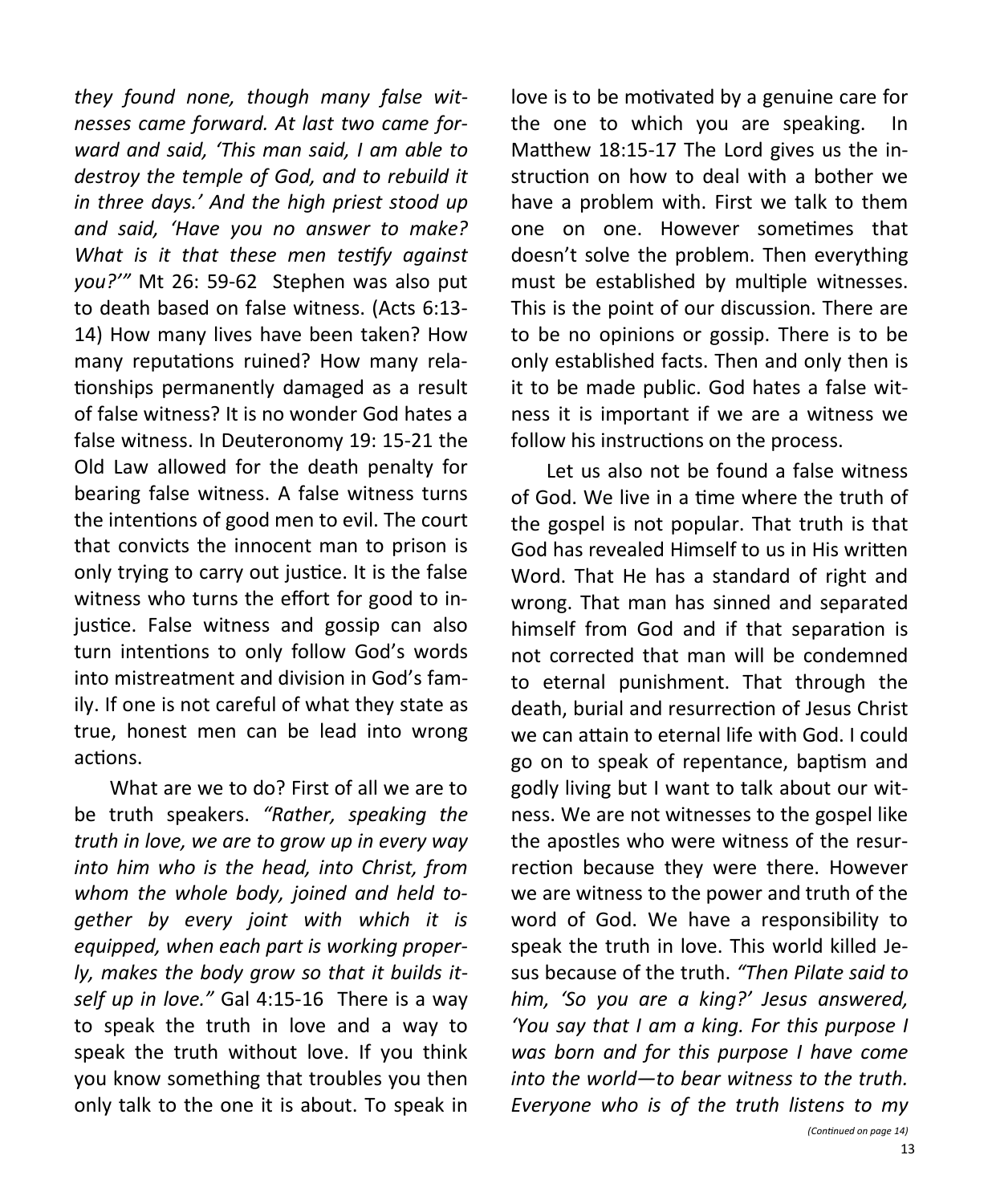*they found none, though many false witnesses came forward. At last two came forward and said, 'This man said, I am able to destroy the temple of God, and to rebuild it in three days.' And the high priest stood up and said, 'Have you no answer to make? What is it that these men testify against you?'"* Mt 26: 59-62 Stephen was also put to death based on false witness. (Acts 6:13-14) How many lives have been taken? How many reputations ruined? How many relationships permanently damaged as a result of false witness? It is no wonder God hates a false witness. In Deuteronomy 19: 15-21 the Old Law allowed for the death penalty for bearing false witness. A false witness turns the intentions of good men to evil. The court that convicts the innocent man to prison is only trying to carry out justice. It is the false witness who turns the effort for good to injustice. False witness and gossip can also turn intentions to only follow God's words into mistreatment and division in God's family. If one is not careful of what they state as true, honest men can be lead into wrong actions.

What are we to do? First of all we are to be truth speakers. *"Rather, speaking the truth in love, we are to grow up in every way into him who is the head, into Christ, from whom the whole body, joined and held together by every joint with which it is equipped, when each part is working properly, makes the body grow so that it builds itself up in love."* Gal 4:15-16 There is a way to speak the truth in love and a way to speak the truth without love. If you think you know something that troubles you then only talk to the one it is about. To speak in love is to be motivated by a genuine care for the one to which you are speaking. In Matthew 18:15-17 The Lord gives us the instruction on how to deal with a bother we have a problem with. First we talk to them one on one. However sometimes that doesn't solve the problem. Then everything must be established by multiple witnesses. This is the point of our discussion. There are to be no opinions or gossip. There is to be only established facts. Then and only then is it to be made public. God hates a false witness it is important if we are a witness we follow his instructions on the process.

Let us also not be found a false witness of God. We live in a time where the truth of the gospel is not popular. That truth is that God has revealed Himself to us in His written Word. That He has a standard of right and wrong. That man has sinned and separated himself from God and if that separation is not corrected that man will be condemned to eternal punishment. That through the death, burial and resurrection of Jesus Christ we can attain to eternal life with God. I could go on to speak of repentance, baptism and godly living but I want to talk about our witness. We are not witnesses to the gospel like the apostles who were witness of the resurrection because they were there. However we are witness to the power and truth of the word of God. We have a responsibility to speak the truth in love. This world killed Jesus because of the truth. *"Then Pilate said to him, 'So you are a king?' Jesus answered, 'You say that I am a king. For this purpose I was born and for this purpose I have come into the world—to bear witness to the truth. Everyone who is of the truth listens to my*

*(Continued on page 14)*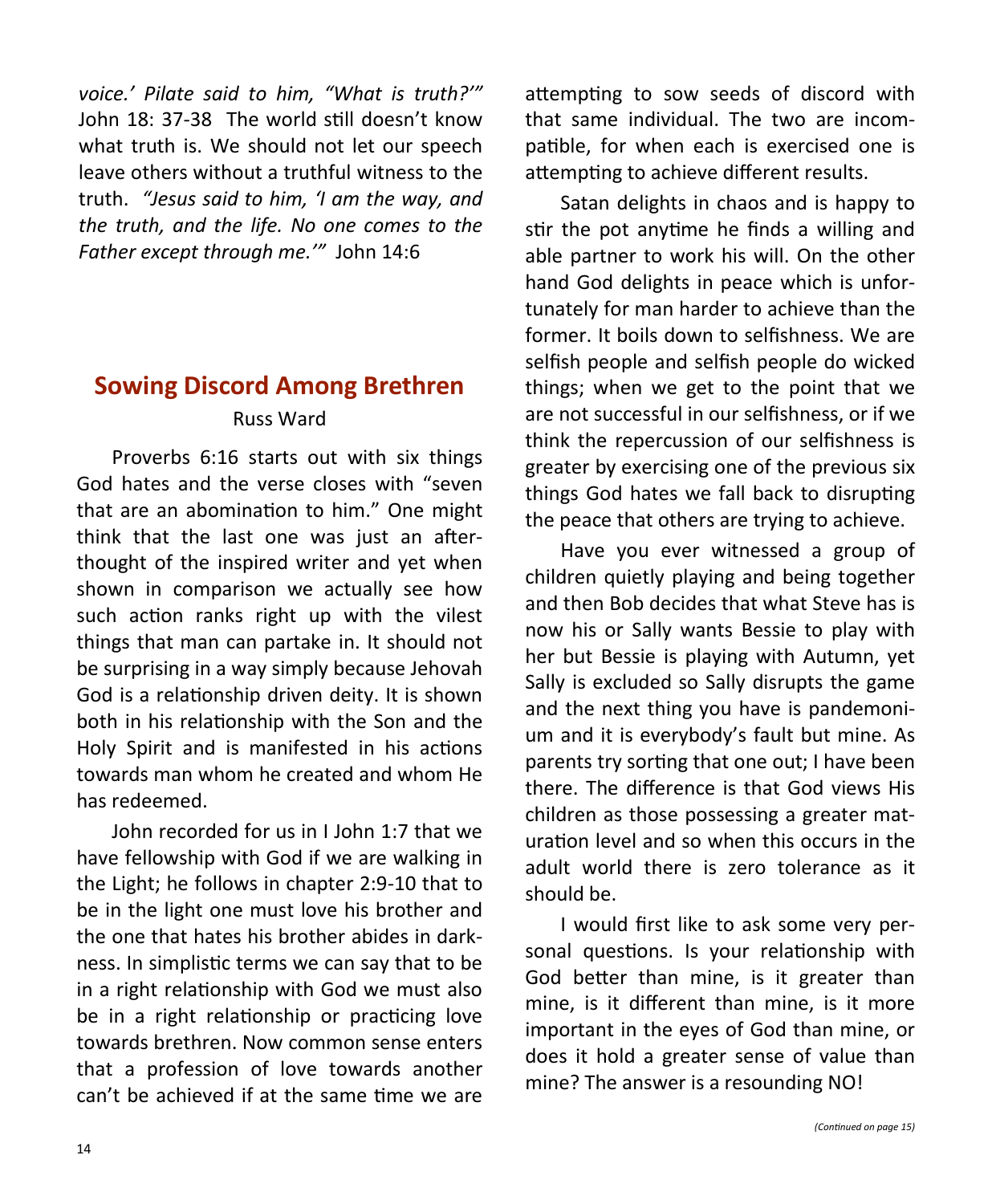*voice.' Pilate said to him, "What is truth?'"* John 18: 37-38 The world still doesn't know what truth is. We should not let our speech leave others without a truthful witness to the truth. *"Jesus said to him, 'I am the way, and the truth, and the life. No one comes to the Father except through me.'"* John 14:6

## Sowing Discord Among Brethren

Russ Ward

Proverbs 6:16 starts out with six things God hates and the verse closes with "seven that are an abomination to him." One might think that the last one was just an afterthought of the inspired writer and yet when shown in comparison we actually see how such action ranks right up with the vilest things that man can partake in. It should not be surprising in a way simply because Jehovah God is a relationship driven deity. It is shown both in his relationship with the Son and the Holy Spirit and is manifested in his actions towards man whom he created and whom He has redeemed.

John recorded for us in I John 1:7 that we have fellowship with God if we are walking in the Light; he follows in chapter 2:9-10 that to be in the light one must love his brother and the one that hates his brother abides in darkness. In simplistic terms we can say that to be in a right relationship with God we must also be in a right relationship or practicing love towards brethren. Now common sense enters that a profession of love towards another can't be achieved if at the same time we are attempting to sow seeds of discord with that same individual. The two are incompatible, for when each is exercised one is attempting to achieve different results.

Satan delights in chaos and is happy to stir the pot anytime he finds a willing and able partner to work his will. On the other hand God delights in peace which is unfortunately for man harder to achieve than the former. It boils down to selfishness. We are selfish people and selfish people do wicked things; when we get to the point that we are not successful in our selfishness, or if we think the repercussion of our selfishness is greater by exercising one of the previous six things God hates we fall back to disrupting the peace that others are trying to achieve.

Have you ever witnessed a group of children quietly playing and being together and then Bob decides that what Steve has is now his or Sally wants Bessie to play with her but Bessie is playing with Autumn, yet Sally is excluded so Sally disrupts the game and the next thing you have is pandemonium and it is everybody's fault but mine. As parents try sorting that one out; I have been there. The difference is that God views His children as those possessing a greater maturation level and so when this occurs in the adult world there is zero tolerance as it should be.

I would first like to ask some very personal questions. Is your relationship with God better than mine, is it greater than mine, is it different than mine, is it more important in the eyes of God than mine, or does it hold a greater sense of value than mine? The answer is a resounding NO!

*(Continued on page 15)*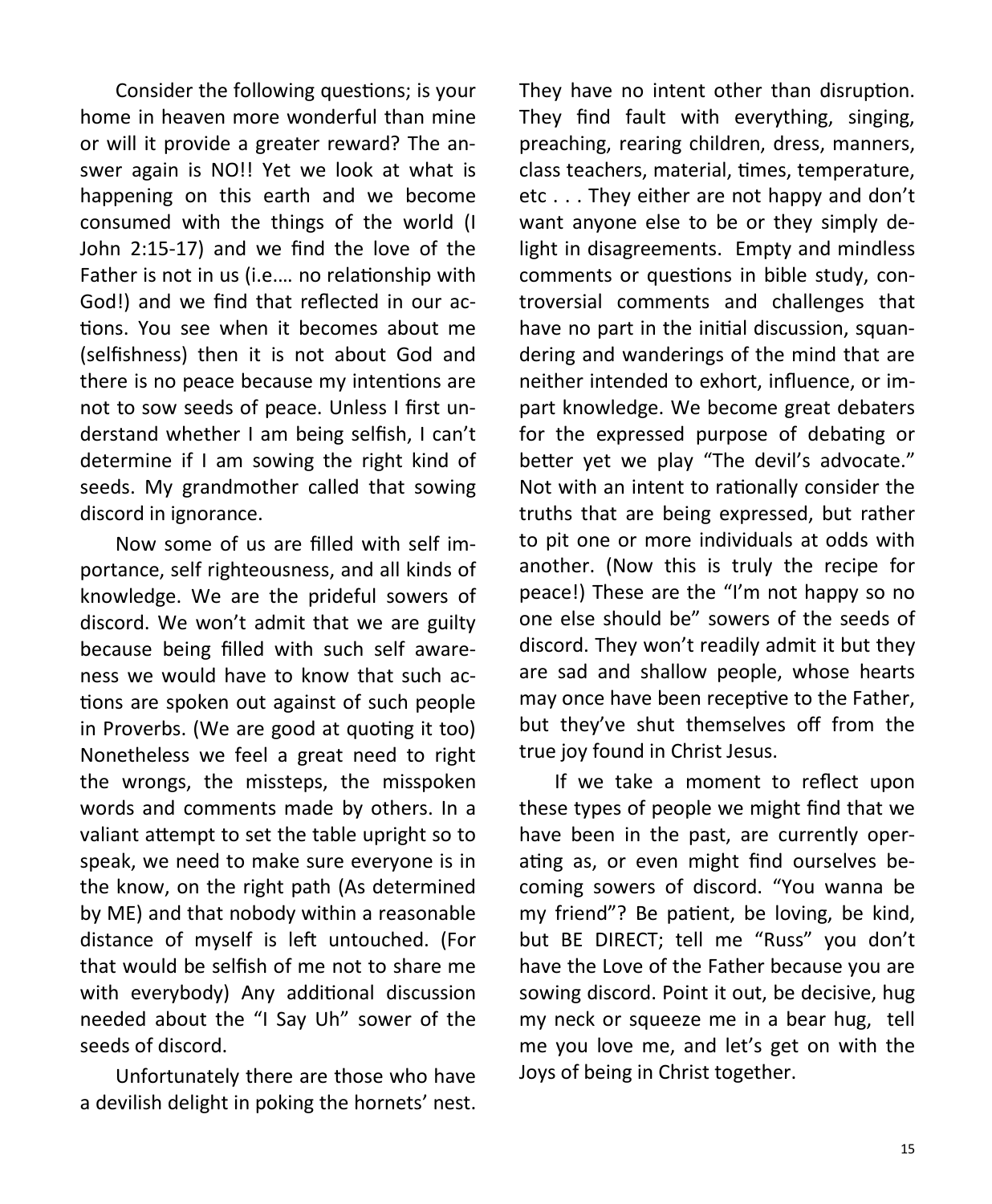Consider the following questions; is your home in heaven more wonderful than mine or will it provide a greater reward? The answer again is NO!! Yet we look at what is happening on this earth and we become consumed with the things of the world (I John 2:15-17) and we find the love of the Father is not in us (i.e.… no relationship with God!) and we find that reflected in our actions. You see when it becomes about me (selfishness) then it is not about God and there is no peace because my intentions are not to sow seeds of peace. Unless I first understand whether I am being selfish, I can't determine if I am sowing the right kind of seeds. My grandmother called that sowing discord in ignorance.

Now some of us are filled with self importance, self righteousness, and all kinds of knowledge. We are the prideful sowers of discord. We won't admit that we are guilty because being filled with such self awareness we would have to know that such actions are spoken out against of such people in Proverbs. (We are good at quoting it too) Nonetheless we feel a great need to right the wrongs, the missteps, the misspoken words and comments made by others. In a valiant attempt to set the table upright so to speak, we need to make sure everyone is in the know, on the right path (As determined by ME) and that nobody within a reasonable distance of myself is left untouched. (For that would be selfish of me not to share me with everybody) Any additional discussion needed about the "I Say Uh" sower of the seeds of discord.

Unfortunately there are those who have a devilish delight in poking the hornets' nest. They have no intent other than disruption. They find fault with everything, singing, preaching, rearing children, dress, manners, class teachers, material, times, temperature, etc . . . They either are not happy and don't want anyone else to be or they simply delight in disagreements. Empty and mindless comments or questions in bible study, controversial comments and challenges that have no part in the initial discussion, squandering and wanderings of the mind that are neither intended to exhort, influence, or impart knowledge. We become great debaters for the expressed purpose of debating or better yet we play "The devil's advocate." Not with an intent to rationally consider the truths that are being expressed, but rather to pit one or more individuals at odds with another. (Now this is truly the recipe for peace!) These are the "I'm not happy so no one else should be" sowers of the seeds of discord. They won't readily admit it but they are sad and shallow people, whose hearts may once have been receptive to the Father, but they've shut themselves off from the true joy found in Christ Jesus.

If we take a moment to reflect upon these types of people we might find that we have been in the past, are currently operating as, or even might find ourselves becoming sowers of discord. "You wanna be my friend"? Be patient, be loving, be kind, but BE DIRECT; tell me "Russ" you don't have the Love of the Father because you are sowing discord. Point it out, be decisive, hug my neck or squeeze me in a bear hug, tell me you love me, and let's get on with the Joys of being in Christ together.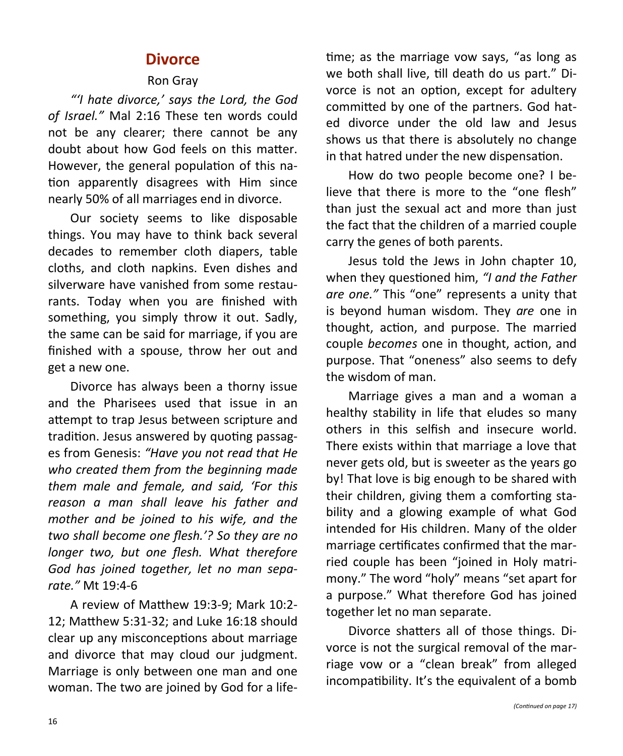# Divorce

Ron Gray

*"'I hate divorce,' says the Lord, the God of Israel."* Mal 2:16 These ten words could not be any clearer; there cannot be any doubt about how God feels on this matter. However, the general population of this nation apparently disagrees with Him since nearly 50% of all marriages end in divorce.

Our society seems to like disposable things. You may have to think back several decades to remember cloth diapers, table cloths, and cloth napkins. Even dishes and silverware have vanished from some restaurants. Today when you are finished with something, you simply throw it out. Sadly, the same can be said for marriage, if you are finished with a spouse, throw her out and get a new one.

Divorce has always been a thorny issue and the Pharisees used that issue in an attempt to trap Jesus between scripture and tradition. Jesus answered by quoting passages from Genesis: *"Have you not read that He who created them from the beginning made them male and female, and said, 'For this reason a man shall leave his father and mother and be joined to his wife, and the two shall become one flesh.'? So they are no longer two, but one flesh. What therefore God has joined together, let no man separate."* Mt 19:4-6

A review of Matthew 19:3-9; Mark 10:2-12; Matthew 5:31-32; and Luke 16:18 should clear up any misconceptions about marriage and divorce that may cloud our judgment. Marriage is only between one man and one woman. The two are joined by God for a lifetime; as the marriage vow says, "as long as we both shall live, till death do us part." Divorce is not an option, except for adultery committed by one of the partners. God hated divorce under the old law and Jesus shows us that there is absolutely no change in that hatred under the new dispensation.

How do two people become one? I believe that there is more to the "one flesh" than just the sexual act and more than just the fact that the children of a married couple carry the genes of both parents.

Jesus told the Jews in John chapter 10, when they questioned him, *"I and the Father are one."* This "one" represents a unity that is beyond human wisdom. They *are* one in thought, action, and purpose. The married couple *becomes* one in thought, action, and purpose. That "oneness" also seems to defy the wisdom of man.

Marriage gives a man and a woman a healthy stability in life that eludes so many others in this selfish and insecure world. There exists within that marriage a love that never gets old, but is sweeter as the years go by! That love is big enough to be shared with their children, giving them a comforting stability and a glowing example of what God intended for His children. Many of the older marriage certificates confirmed that the married couple has been "joined in Holy matrimony." The word "holy" means "set apart for a purpose." What therefore God has joined together let no man separate.

Divorce shatters all of those things. Divorce is not the surgical removal of the marriage vow or a "clean break" from alleged incompatibility. It's the equivalent of a bomb

*(Continued on page 17)*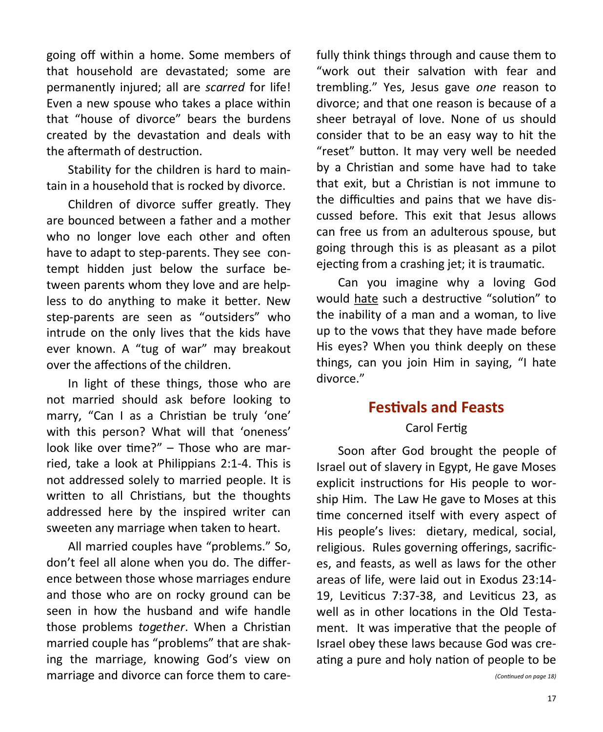going off within a home. Some members of that household are devastated; some are permanently injured; all are *scarred* for life! Even a new spouse who takes a place within that "house of divorce" bears the burdens created by the devastation and deals with the aftermath of destruction.

Stability for the children is hard to maintain in a household that is rocked by divorce.

Children of divorce suffer greatly. They are bounced between a father and a mother who no longer love each other and often have to adapt to step-parents. They see contempt hidden just below the surface between parents whom they love and are helpless to do anything to make it better. New step-parents are seen as "outsiders" who intrude on the only lives that the kids have ever known. A "tug of war" may breakout over the affections of the children.

In light of these things, those who are not married should ask before looking to marry, "Can I as a Christian be truly 'one' with this person? What will that 'oneness' look like over time?" – Those who are married, take a look at Philippians 2:1-4. This is not addressed solely to married people. It is written to all Christians, but the thoughts addressed here by the inspired writer can sweeten any marriage when taken to heart.

All married couples have "problems." So, don't feel all alone when you do. The difference between those whose marriages endure and those who are on rocky ground can be seen in how the husband and wife handle those problems *together*. When a Christian married couple has "problems" that are shaking the marriage, knowing God's view on marriage and divorce can force them to carefully think things through and cause them to "work out their salvation with fear and trembling." Yes, Jesus gave *one* reason to divorce; and that one reason is because of a sheer betrayal of love. None of us should consider that to be an easy way to hit the "reset" button. It may very well be needed by a Christian and some have had to take that exit, but a Christian is not immune to the difficulties and pains that we have discussed before. This exit that Jesus allows can free us from an adulterous spouse, but going through this is as pleasant as a pilot ejecting from a crashing jet; it is traumatic.

Can you imagine why a loving God would <u>hate</u> such a destructive "solution" to the inability of a man and a woman, to live up to the vows that they have made before His eyes? When you think deeply on these things, can you join Him in saying, "I hate divorce."

## Festivals and Feasts

Carol Fertig

Soon after God brought the people of Israel out of slavery in Egypt, He gave Moses explicit instructions for His people to worship Him. The Law He gave to Moses at this time concerned itself with every aspect of His people's lives: dietary, medical, social, religious. Rules governing offerings, sacrifices, and feasts, as well as laws for the other areas of life, were laid out in Exodus 23:14-19, Leviticus 7:37-38, and Leviticus 23, as well as in other locations in the Old Testament. It was imperative that the people of Israel obey these laws because God was creating a pure and holy nation of people to be

*(Continued on page 18)*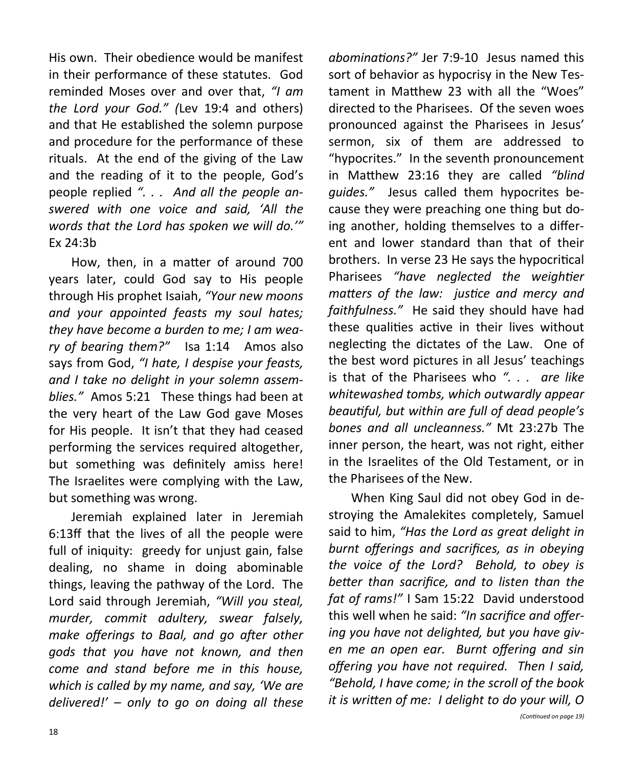His own. Their obedience would be manifest in their performance of these statutes. God reminded Moses over and over that, *"I am the Lord your God." (*Lev 19:4 and others) and that He established the solemn purpose and procedure for the performance of these rituals. At the end of the giving of the Law and the reading of it to the people, God's people replied *". . . And all the people answered with one voice and said, 'All the words that the Lord has spoken we will do.'"* Ex 24:3b

How, then, in a matter of around 700 years later, could God say to His people through His prophet Isaiah, *"Your new moons and your appointed feasts my soul hates; they have become a burden to me; I am weary of bearing them?"* Isa 1:14 Amos also says from God, *"I hate, I despise your feasts, and I take no delight in your solemn assemblies."* Amos 5:21 These things had been at the very heart of the Law God gave Moses for His people. It isn't that they had ceased performing the services required altogether, but something was definitely amiss here! The Israelites were complying with the Law, but something was wrong.

Jeremiah explained later in Jeremiah 6:13ff that the lives of all the people were full of iniquity: greedy for unjust gain, false dealing, no shame in doing abominable things, leaving the pathway of the Lord. The Lord said through Jeremiah, *"Will you steal, murder, commit adultery, swear falsely, make offerings to Baal, and go after other gods that you have not known, and then come and stand before me in this house, which is called by my name, and say, 'We are delivered!' – only to go on doing all these abominations?"* Jer 7:9-10 Jesus named this sort of behavior as hypocrisy in the New Testament in Matthew 23 with all the "Woes" directed to the Pharisees. Of the seven woes pronounced against the Pharisees in Jesus' sermon, six of them are addressed to "hypocrites." In the seventh pronouncement in Matthew 23:16 they are called *"blind guides."* Jesus called them hypocrites because they were preaching one thing but doing another, holding themselves to a different and lower standard than that of their brothers. In verse 23 He says the hypocritical Pharisees *"have neglected the weightier matters of the law: justice and mercy and faithfulness."* He said they should have had these qualities active in their lives without neglecting the dictates of the Law. One of the best word pictures in all Jesus' teachings is that of the Pharisees who *". . . are like whitewashed tombs, which outwardly appear beautiful, but within are full of dead people's bones and all uncleanness."* Mt 23:27b The inner person, the heart, was not right, either in the Israelites of the Old Testament, or in the Pharisees of the New.

When King Saul did not obey God in destroying the Amalekites completely, Samuel said to him, *"Has the Lord as great delight in burnt offerings and sacrifices, as in obeying the voice of the Lord? Behold, to obey is better than sacrifice, and to listen than the fat of rams!"* I Sam 15:22 David understood this well when he said: *"In sacrifice and offering you have not delighted, but you have given me an open ear. Burnt offering and sin offering you have not required. Then I said, "Behold, I have come; in the scroll of the book it is written of me: I delight to do your will, O*

*(Continued on page 19)*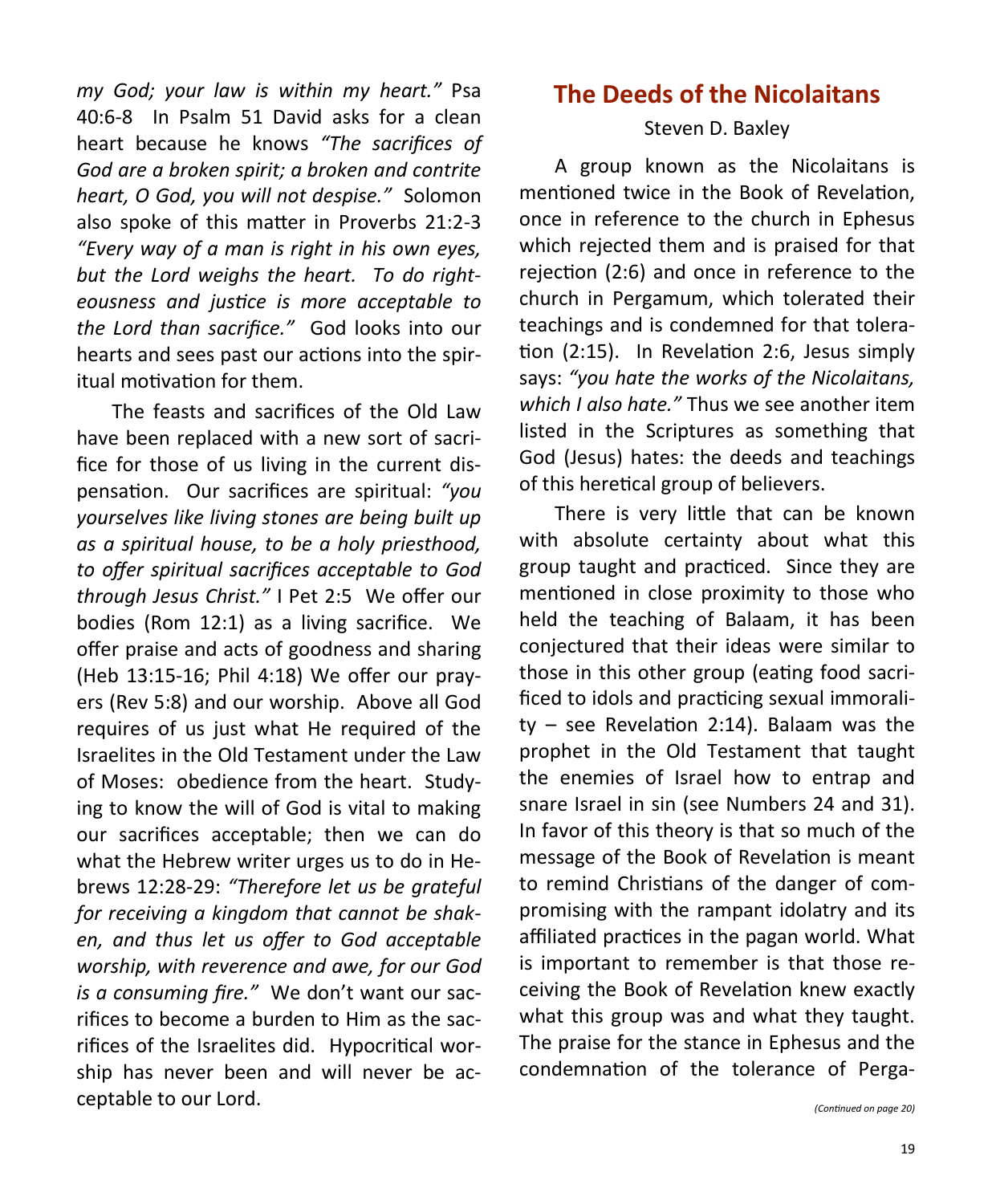*my God; your law is within my heart."* Psa 40:6-8 In Psalm 51 David asks for a clean heart because he knows *"The sacrifices of God are a broken spirit; a broken and contrite heart, O God, you will not despise."* Solomon also spoke of this matter in Proverbs 21:2-3 *"Every way of a man is right in his own eyes, but the Lord weighs the heart. To do righteousness and justice is more acceptable to the Lord than sacrifice."* God looks into our hearts and sees past our actions into the spiritual motivation for them.

The feasts and sacrifices of the Old Law have been replaced with a new sort of sacrifice for those of us living in the current dispensation. Our sacrifices are spiritual: *"you yourselves like living stones are being built up as a spiritual house, to be a holy priesthood, to offer spiritual sacrifices acceptable to God through Jesus Christ."* I Pet 2:5 We offer our bodies (Rom 12:1) as a living sacrifice. We offer praise and acts of goodness and sharing (Heb 13:15-16; Phil 4:18) We offer our prayers (Rev 5:8) and our worship. Above all God requires of us just what He required of the Israelites in the Old Testament under the Law of Moses: obedience from the heart. Studying to know the will of God is vital to making our sacrifices acceptable; then we can do what the Hebrew writer urges us to do in Hebrews 12:28-29: *"Therefore let us be grateful for receiving a kingdom that cannot be shaken, and thus let us offer to God acceptable worship, with reverence and awe, for our God is a consuming fire."* We don't want our sacrifices to become a burden to Him as the sacrifices of the Israelites did. Hypocritical worship has never been and will never be acceptable to our Lord.

## The Deeds of the Nicolaitans

Steven D. Baxley

A group known as the Nicolaitans is mentioned twice in the Book of Revelation, once in reference to the church in Ephesus which rejected them and is praised for that rejection (2:6) and once in reference to the church in Pergamum, which tolerated their teachings and is condemned for that toleration (2:15). In Revelation 2:6, Jesus simply says: *"you hate the works of the Nicolaitans, which I also hate."* Thus we see another item listed in the Scriptures as something that God (Jesus) hates: the deeds and teachings of this heretical group of believers.

There is very little that can be known with absolute certainty about what this group taught and practiced. Since they are mentioned in close proximity to those who held the teaching of Balaam, it has been conjectured that their ideas were similar to those in this other group (eating food sacrificed to idols and practicing sexual immorality – see Revelation 2:14). Balaam was the prophet in the Old Testament that taught the enemies of Israel how to entrap and snare Israel in sin (see Numbers 24 and 31). In favor of this theory is that so much of the message of the Book of Revelation is meant to remind Christians of the danger of compromising with the rampant idolatry and its affiliated practices in the pagan world. What is important to remember is that those receiving the Book of Revelation knew exactly what this group was and what they taught. The praise for the stance in Ephesus and the condemnation of the tolerance of Perga-

*(Continued on page 20)*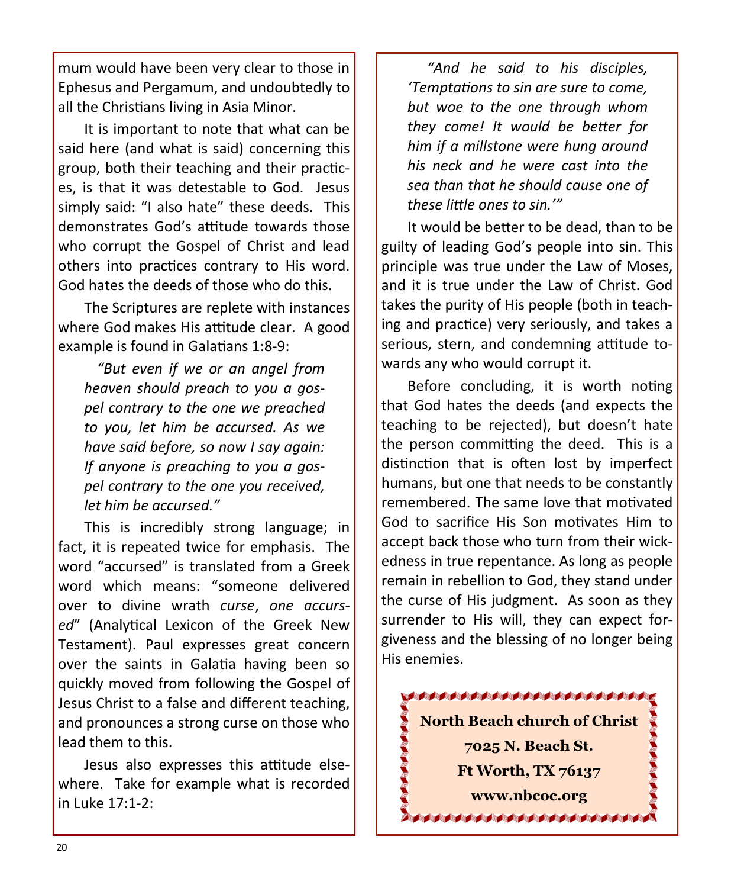mum would have been very clear to those in Ephesus and Pergamum, and undoubtedly to all the Christians living in Asia Minor.

It is important to note that what can be said here (and what is said) concerning this group, both their teaching and their practices, is that it was detestable to God. Jesus simply said: "I also hate" these deeds. This demonstrates God's attitude towards those who corrupt the Gospel of Christ and lead others into practices contrary to His word. God hates the deeds of those who do this.

The Scriptures are replete with instances where God makes His attitude clear. A good example is found in Galatians 1:8-9:

> *"But even if we or an angel from heaven should preach to you a gospel contrary to the one we preached to you, let him be accursed. As we have said before, so now I say again: If anyone is preaching to you a gospel contrary to the one you received, let him be accursed."*

This is incredibly strong language; in fact, it is repeated twice for emphasis. The word "accursed" is translated from a Greek word which means: "someone delivered over to divine wrath *curse*, *one accursed*" (Analytical Lexicon of the Greek New Testament). Paul expresses great concern over the saints in Galatia having been so quickly moved from following the Gospel of Jesus Christ to a false and different teaching, and pronounces a strong curse on those who lead them to this.

Jesus also expresses this attitude elsewhere. Take for example what is recorded in Luke 17:1-2:

> *"And he said to his disciples, 'Temptations to sin are sure to come, but woe to the one through whom they come! It would be better for him if a millstone were hung around his neck and he were cast into the sea than that he should cause one of these little ones to sin.'"*

It would be better to be dead, than to be guilty of leading God's people into sin. This principle was true under the Law of Moses, and it is true under the Law of Christ. God takes the purity of His people (both in teaching and practice) very seriously, and takes a serious, stern, and condemning attitude towards any who would corrupt it.

Before concluding, it is worth noting that God hates the deeds (and expects the teaching to be rejected), but doesn't hate the person committing the deed. This is a distinction that is often lost by imperfect humans, but one that needs to be constantly remembered. The same love that motivated God to sacrifice His Son motivates Him to accept back those who turn from their wickedness in true repentance. As long as people remain in rebellion to God, they stand under the curse of His judgment. As soon as they surrender to His will, they can expect forgiveness and the blessing of no longer being His enemies.

**North Beach church of Christ**
**7025 N. Beach St.**
**Ft Worth, TX 76137**
**www.nbcoc.org**